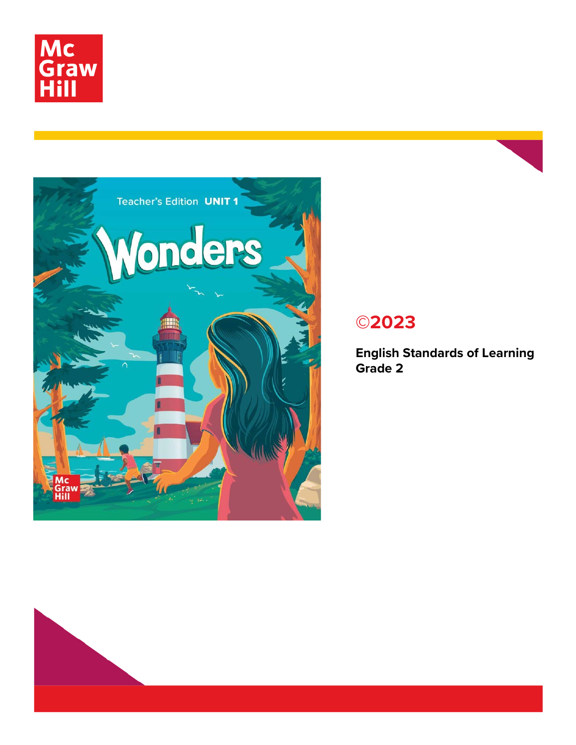McGraw Hill

Teacher's Edition UNIT 1

# Wonders

## ©2023

**English Standards of Learning**
**Grade 2**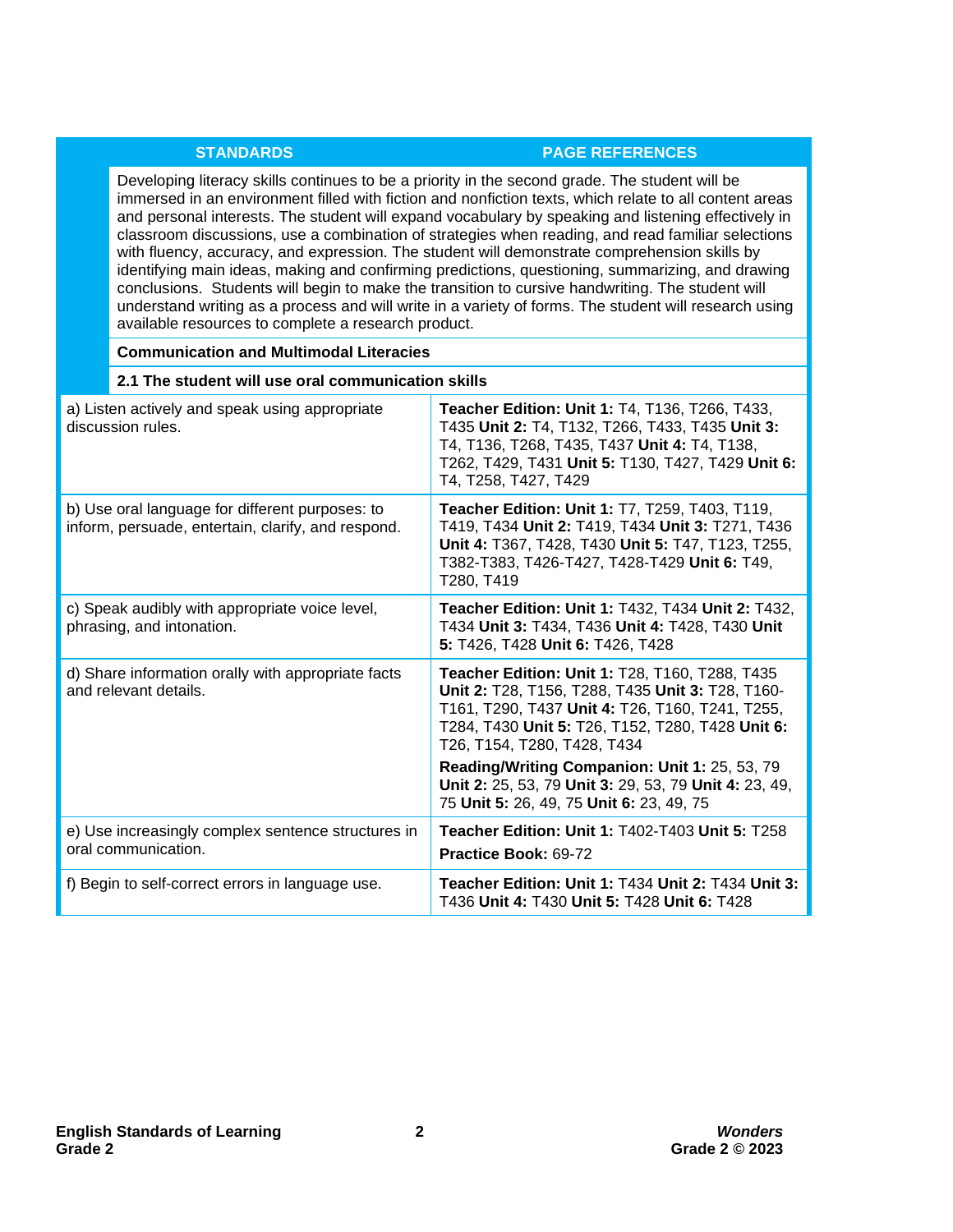| STANDARDS | PAGE REFERENCES |
|---|---|
| Developing literacy skills continues to be a priority in the second grade. The student will be immersed in an environment filled with fiction and nonfiction texts, which relate to all content areas and personal interests. The student will expand vocabulary by speaking and listening effectively in classroom discussions, use a combination of strategies when reading, and read familiar selections with fluency, accuracy, and expression. The student will demonstrate comprehension skills by identifying main ideas, making and confirming predictions, questioning, summarizing, and drawing conclusions. Students will begin to make the transition to cursive handwriting. The student will understand writing as a process and will write in a variety of forms. The student will research using available resources to complete a research product. | |
| **Communication and Multimodal Literacies** | |
| **2.1 The student will use oral communication skills** | |
| a) Listen actively and speak using appropriate discussion rules. | **Teacher Edition: Unit 1:** T4, T136, T266, T433, T435 **Unit 2:** T4, T132, T266, T433, T435 **Unit 3:** T4, T136, T268, T435, T437 **Unit 4:** T4, T138, T262, T429, T431 **Unit 5:** T130, T427, T429 **Unit 6:** T4, T258, T427, T429 |
| b) Use oral language for different purposes: to inform, persuade, entertain, clarify, and respond. | **Teacher Edition: Unit 1:** T7, T259, T403, T119, T419, T434 **Unit 2:** T419, T434 **Unit 3:** T271, T436 **Unit 4:** T367, T428, T430 **Unit 5:** T47, T123, T255, T382-T383, T426-T427, T428-T429 **Unit 6:** T49, T280, T419 |
| c) Speak audibly with appropriate voice level, phrasing, and intonation. | **Teacher Edition: Unit 1:** T432, T434 **Unit 2:** T432, T434 **Unit 3:** T434, T436 **Unit 4:** T428, T430 **Unit 5:** T426, T428 **Unit 6:** T426, T428 |
| d) Share information orally with appropriate facts and relevant details. | **Teacher Edition: Unit 1:** T28, T160, T288, T435 **Unit 2:** T28, T156, T288, T435 **Unit 3:** T28, T160-T161, T290, T437 **Unit 4:** T26, T160, T241, T255, T284, T430 **Unit 5:** T26, T152, T280, T428 **Unit 6:** T26, T154, T280, T428, T434<br>**Reading/Writing Companion: Unit 1:** 25, 53, 79 **Unit 2:** 25, 53, 79 **Unit 3:** 29, 53, 79 **Unit 4:** 23, 49, 75 **Unit 5:** 26, 49, 75 **Unit 6:** 23, 49, 75 |
| e) Use increasingly complex sentence structures in oral communication. | **Teacher Edition: Unit 1:** T402-T403 **Unit 5:** T258<br>**Practice Book:** 69-72 |
| f) Begin to self-correct errors in language use. | **Teacher Edition: Unit 1:** T434 **Unit 2:** T434 **Unit 3:** T436 **Unit 4:** T430 **Unit 5:** T428 **Unit 6:** T428 |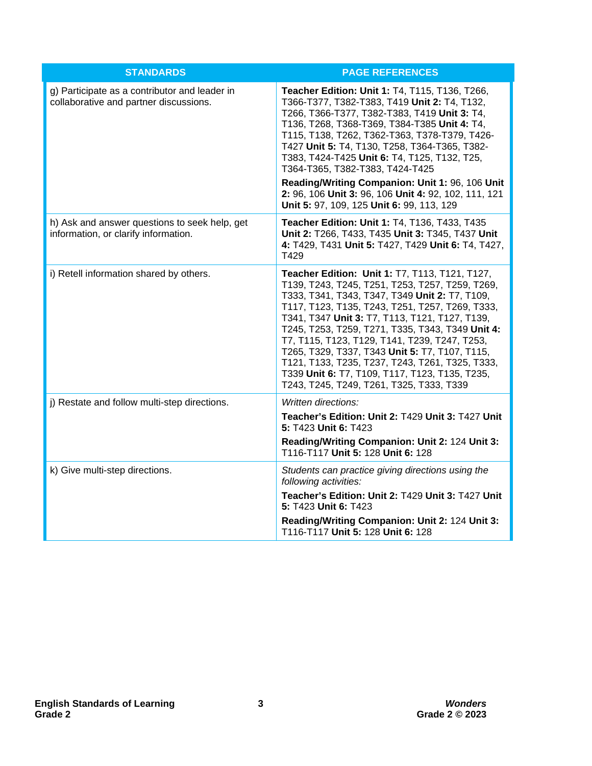| STANDARDS | PAGE REFERENCES |
|---|---|
| g) Participate as a contributor and leader in collaborative and partner discussions. | **Teacher Edition: Unit 1:** T4, T115, T136, T266, T366-T377, T382-T383, T419 **Unit 2:** T4, T132, T266, T366-T377, T382-T383, T419 **Unit 3:** T4, T136, T268, T368-T369, T384-T385 **Unit 4:** T4, T115, T138, T262, T362-T363, T378-T379, T426-T427 **Unit 5:** T4, T130, T258, T364-T365, T382-T383, T424-T425 **Unit 6:** T4, T125, T132, T25, T364-T365, T382-T383, T424-T425<br><br>**Reading/Writing Companion: Unit 1:** 96, 106 **Unit 2:** 96, 106 **Unit 3:** 96, 106 **Unit 4:** 92, 102, 111, 121 **Unit 5:** 97, 109, 125 **Unit 6:** 99, 113, 129 |
| h) Ask and answer questions to seek help, get information, or clarify information. | **Teacher Edition: Unit 1:** T4, T136, T433, T435 **Unit 2:** T266, T433, T435 **Unit 3:** T345, T437 **Unit 4:** T429, T431 **Unit 5:** T427, T429 **Unit 6:** T4, T427, T429 |
| i) Retell information shared by others. | **Teacher Edition: Unit 1:** T7, T113, T121, T127, T139, T243, T245, T251, T253, T257, T259, T269, T333, T341, T343, T347, T349 **Unit 2:** T7, T109, T117, T123, T135, T243, T251, T257, T269, T333, T341, T347 **Unit 3:** T7, T113, T121, T127, T139, T245, T253, T259, T271, T335, T343, T349 **Unit 4:** T7, T115, T123, T129, T141, T239, T247, T253, T265, T329, T337, T343 **Unit 5:** T7, T107, T115, T121, T133, T235, T237, T243, T261, T325, T333, T339 **Unit 6:** T7, T109, T117, T123, T135, T235, T243, T245, T249, T261, T325, T333, T339 |
| j) Restate and follow multi-step directions. | *Written directions:*<br><br>**Teacher's Edition: Unit 2:** T429 **Unit 3:** T427 **Unit 5:** T423 **Unit 6:** T423<br><br>**Reading/Writing Companion: Unit 2:** 124 **Unit 3:** T116-T117 **Unit 5:** 128 **Unit 6:** 128 |
| k) Give multi-step directions. | *Students can practice giving directions using the following activities:*<br><br>**Teacher's Edition: Unit 2:** T429 **Unit 3:** T427 **Unit 5:** T423 **Unit 6:** T423<br><br>**Reading/Writing Companion: Unit 2:** 124 **Unit 3:** T116-T117 **Unit 5:** 128 **Unit 6:** 128 |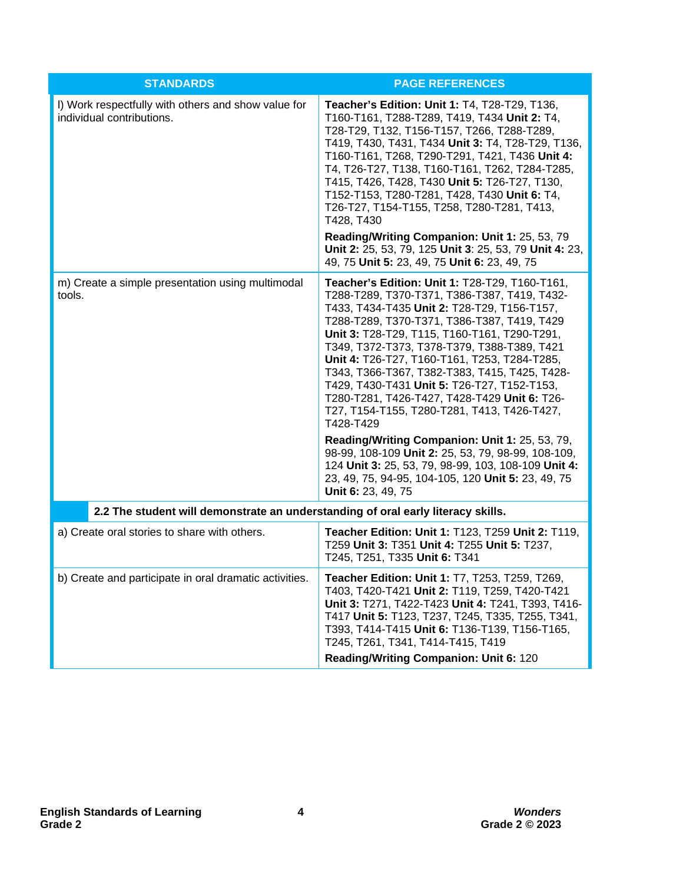| STANDARDS | PAGE REFERENCES |
|---|---|
| l) Work respectfully with others and show value for individual contributions. | **Teacher's Edition: Unit 1:** T4, T28-T29, T136, T160-T161, T288-T289, T419, T434 **Unit 2:** T4, T28-T29, T132, T156-T157, T266, T288-T289, T419, T430, T431, T434 **Unit 3:** T4, T28-T29, T136, T160-T161, T268, T290-T291, T421, T436 **Unit 4:** T4, T26-T27, T138, T160-T161, T262, T284-T285, T415, T426, T428, T430 **Unit 5:** T26-T27, T130, T152-T153, T280-T281, T428, T430 **Unit 6:** T4, T26-T27, T154-T155, T258, T280-T281, T413, T428, T430<br><br>**Reading/Writing Companion: Unit 1:** 25, 53, 79 **Unit 2:** 25, 53, 79, 125 **Unit 3**: 25, 53, 79 **Unit 4:** 23, 49, 75 **Unit 5:** 23, 49, 75 **Unit 6:** 23, 49, 75 |
| m) Create a simple presentation using multimodal tools. | **Teacher's Edition: Unit 1:** T28-T29, T160-T161, T288-T289, T370-T371, T386-T387, T419, T432-T433, T434-T435 **Unit 2:** T28-T29, T156-T157, T288-T289, T370-T371, T386-T387, T419, T429 **Unit 3:** T28-T29, T115, T160-T161, T290-T291, T349, T372-T373, T378-T379, T388-T389, T421 **Unit 4:** T26-T27, T160-T161, T253, T284-T285, T343, T366-T367, T382-T383, T415, T425, T428-T429, T430-T431 **Unit 5:** T26-T27, T152-T153, T280-T281, T426-T427, T428-T429 **Unit 6:** T26-T27, T154-T155, T280-T281, T413, T426-T427, T428-T429<br><br>**Reading/Writing Companion: Unit 1:** 25, 53, 79, 98-99, 108-109 **Unit 2:** 25, 53, 79, 98-99, 108-109, 124 **Unit 3:** 25, 53, 79, 98-99, 103, 108-109 **Unit 4:** 23, 49, 75, 94-95, 104-105, 120 **Unit 5:** 23, 49, 75 **Unit 6:** 23, 49, 75 |
| **2.2 The student will demonstrate an understanding of oral early literacy skills.** | |
| a) Create oral stories to share with others. | **Teacher Edition: Unit 1:** T123, T259 **Unit 2:** T119, T259 **Unit 3:** T351 **Unit 4:** T255 **Unit 5:** T237, T245, T251, T335 **Unit 6:** T341 |
| b) Create and participate in oral dramatic activities. | **Teacher Edition: Unit 1:** T7, T253, T259, T269, T403, T420-T421 **Unit 2:** T119, T259, T420-T421 **Unit 3:** T271, T422-T423 **Unit 4:** T241, T393, T416-T417 **Unit 5:** T123, T237, T245, T335, T255, T341, T393, T414-T415 **Unit 6:** T136-T139, T156-T165, T245, T261, T341, T414-T415, T419<br><br>**Reading/Writing Companion: Unit 6:** 120 |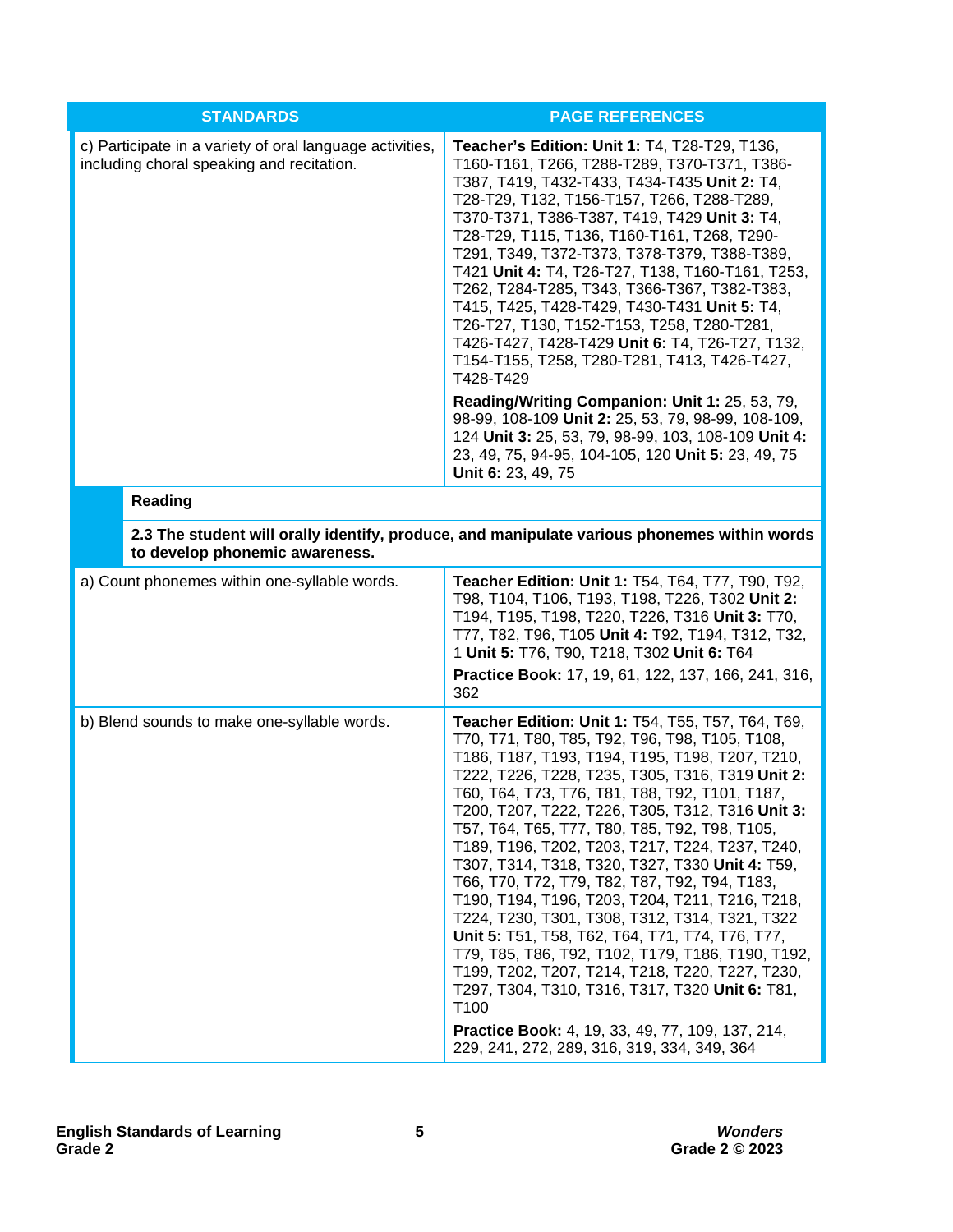| STANDARDS | PAGE REFERENCES |
|---|---|
| c) Participate in a variety of oral language activities, including choral speaking and recitation. | **Teacher's Edition: Unit 1:** T4, T28-T29, T136, T160-T161, T266, T288-T289, T370-T371, T386-T387, T419, T432-T433, T434-T435 **Unit 2:** T4, T28-T29, T132, T156-T157, T266, T288-T289, T370-T371, T386-T387, T419, T429 **Unit 3:** T4, T28-T29, T115, T136, T160-T161, T268, T290-T291, T349, T372-T373, T378-T379, T388-T389, T421 **Unit 4:** T4, T26-T27, T138, T160-T161, T253, T262, T284-T285, T343, T366-T367, T382-T383, T415, T425, T428-T429, T430-T431 **Unit 5:** T4, T26-T27, T130, T152-T153, T258, T280-T281, T426-T427, T428-T429 **Unit 6:** T4, T26-T27, T132, T154-T155, T258, T280-T281, T413, T426-T427, T428-T429<br><br>**Reading/Writing Companion: Unit 1:** 25, 53, 79, 98-99, 108-109 **Unit 2:** 25, 53, 79, 98-99, 108-109, 124 **Unit 3:** 25, 53, 79, 98-99, 103, 108-109 **Unit 4:** 23, 49, 75, 94-95, 104-105, 120 **Unit 5:** 23, 49, 75 **Unit 6:** 23, 49, 75 |
| **Reading** | |
| **2.3 The student will orally identify, produce, and manipulate various phonemes within words to develop phonemic awareness.** | |
| a) Count phonemes within one-syllable words. | **Teacher Edition: Unit 1:** T54, T64, T77, T90, T92, T98, T104, T106, T193, T198, T226, T302 **Unit 2:** T194, T195, T198, T220, T226, T316 **Unit 3:** T70, T77, T82, T96, T105 **Unit 4:** T92, T194, T312, T32, 1 **Unit 5:** T76, T90, T218, T302 **Unit 6:** T64<br><br>**Practice Book:** 17, 19, 61, 122, 137, 166, 241, 316, 362 |
| b) Blend sounds to make one-syllable words. | **Teacher Edition: Unit 1:** T54, T55, T57, T64, T69, T70, T71, T80, T85, T92, T96, T98, T105, T108, T186, T187, T193, T194, T195, T198, T207, T210, T222, T226, T228, T235, T305, T316, T319 **Unit 2:** T60, T64, T73, T76, T81, T88, T92, T101, T187, T200, T207, T222, T226, T305, T312, T316 **Unit 3:** T57, T64, T65, T77, T80, T85, T92, T98, T105, T189, T196, T202, T203, T217, T224, T237, T240, T307, T314, T318, T320, T327, T330 **Unit 4:** T59, T66, T70, T72, T79, T82, T87, T92, T94, T183, T190, T194, T196, T203, T204, T211, T216, T218, T224, T230, T301, T308, T312, T314, T321, T322 **Unit 5:** T51, T58, T62, T64, T71, T74, T76, T77, T79, T85, T86, T92, T102, T179, T186, T190, T192, T199, T202, T207, T214, T218, T220, T227, T230, T297, T304, T310, T316, T317, T320 **Unit 6:** T81, T100<br><br>**Practice Book:** 4, 19, 33, 49, 77, 109, 137, 214, 229, 241, 272, 289, 316, 319, 334, 349, 364 |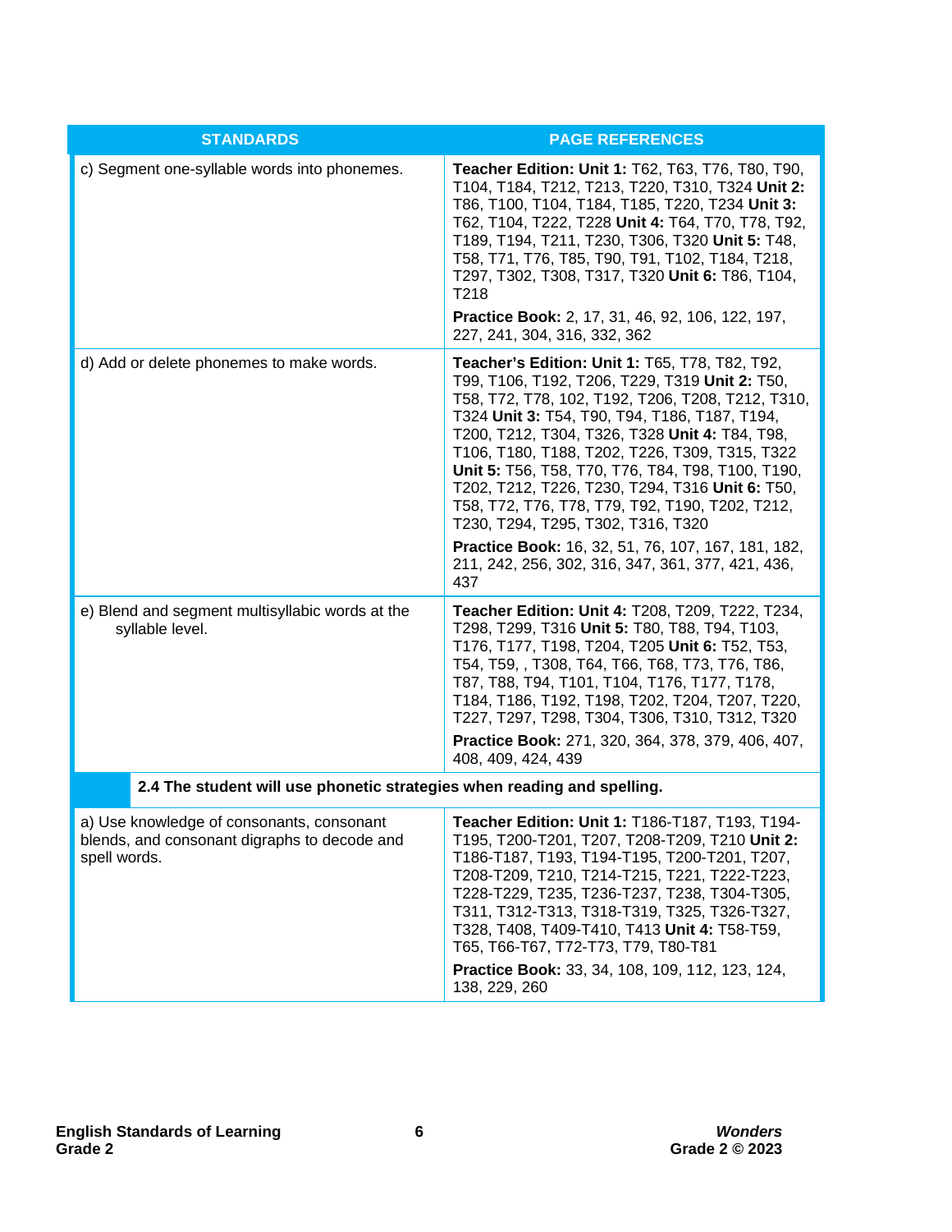| STANDARDS | PAGE REFERENCES |
|---|---|
| c) Segment one-syllable words into phonemes. | **Teacher Edition: Unit 1:** T62, T63, T76, T80, T90, T104, T184, T212, T213, T220, T310, T324 **Unit 2:** T86, T100, T104, T184, T185, T220, T234 **Unit 3:** T62, T104, T222, T228 **Unit 4:** T64, T70, T78, T92, T189, T194, T211, T230, T306, T320 **Unit 5:** T48, T58, T71, T76, T85, T90, T91, T102, T184, T218, T297, T302, T308, T317, T320 **Unit 6:** T86, T104, T218<br>**Practice Book:** 2, 17, 31, 46, 92, 106, 122, 197, 227, 241, 304, 316, 332, 362 |
| d) Add or delete phonemes to make words. | **Teacher's Edition: Unit 1:** T65, T78, T82, T92, T99, T106, T192, T206, T229, T319 **Unit 2:** T50, T58, T72, T78, 102, T192, T206, T208, T212, T310, T324 **Unit 3:** T54, T90, T94, T186, T187, T194, T200, T212, T304, T326, T328 **Unit 4:** T84, T98, T106, T180, T188, T202, T226, T309, T315, T322 **Unit 5:** T56, T58, T70, T76, T84, T98, T100, T190, T202, T212, T226, T230, T294, T316 **Unit 6:** T50, T58, T72, T76, T78, T79, T92, T190, T202, T212, T230, T294, T295, T302, T316, T320<br>**Practice Book:** 16, 32, 51, 76, 107, 167, 181, 182, 211, 242, 256, 302, 316, 347, 361, 377, 421, 436, 437 |
| e) Blend and segment multisyllabic words at the syllable level. | **Teacher Edition: Unit 4:** T208, T209, T222, T234, T298, T299, T316 **Unit 5:** T80, T88, T94, T103, T176, T177, T198, T204, T205 **Unit 6:** T52, T53, T54, T59, , T308, T64, T66, T68, T73, T76, T86, T87, T88, T94, T101, T104, T176, T177, T178, T184, T186, T192, T198, T202, T204, T207, T220, T227, T297, T298, T304, T306, T310, T312, T320<br>**Practice Book:** 271, 320, 364, 378, 379, 406, 407, 408, 409, 424, 439 |
| **2.4 The student will use phonetic strategies when reading and spelling.** | |
| a) Use knowledge of consonants, consonant blends, and consonant digraphs to decode and spell words. | **Teacher Edition: Unit 1:** T186-T187, T193, T194-T195, T200-T201, T207, T208-T209, T210 **Unit 2:** T186-T187, T193, T194-T195, T200-T201, T207, T208-T209, T210, T214-T215, T221, T222-T223, T228-T229, T235, T236-T237, T238, T304-T305, T311, T312-T313, T318-T319, T325, T326-T327, T328, T408, T409-T410, T413 **Unit 4:** T58-T59, T65, T66-T67, T72-T73, T79, T80-T81<br>**Practice Book:** 33, 34, 108, 109, 112, 123, 124, 138, 229, 260 |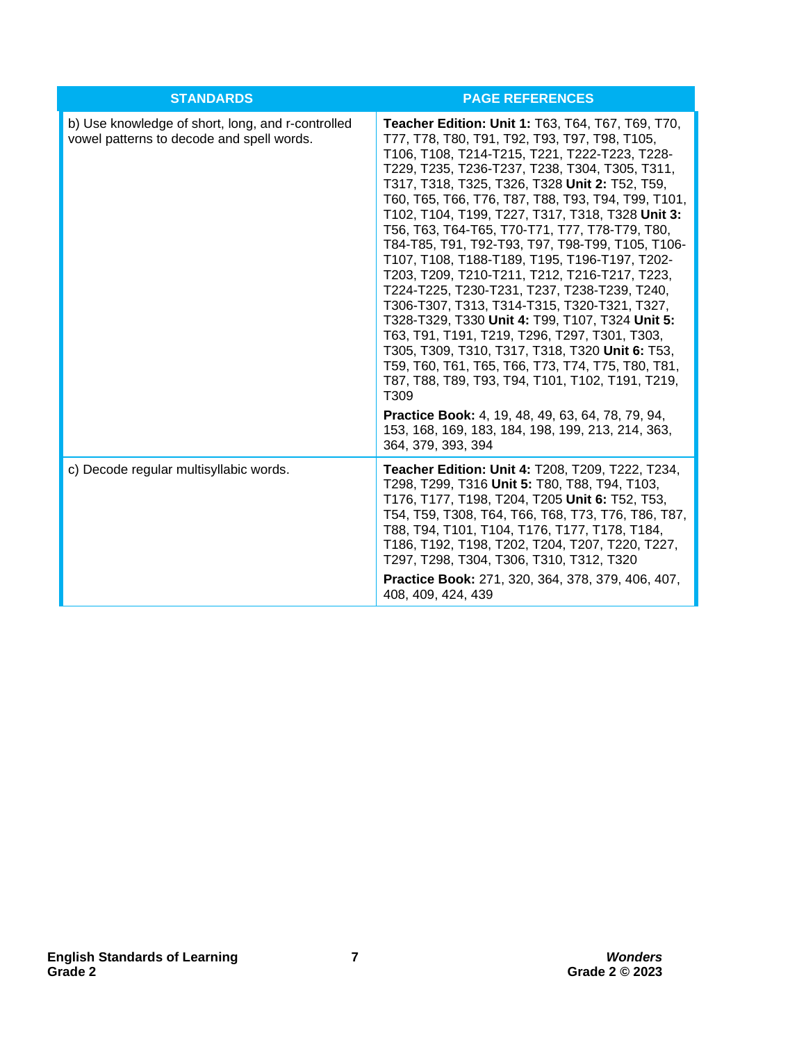| STANDARDS | PAGE REFERENCES |
|---|---|
| b) Use knowledge of short, long, and r-controlled vowel patterns to decode and spell words. | **Teacher Edition: Unit 1:** T63, T64, T67, T69, T70, T77, T78, T80, T91, T92, T93, T97, T98, T105, T106, T108, T214-T215, T221, T222-T223, T228-T229, T235, T236-T237, T238, T304, T305, T311, T317, T318, T325, T326, T328 **Unit 2:** T52, T59, T60, T65, T66, T76, T87, T88, T93, T94, T99, T101, T102, T104, T199, T227, T317, T318, T328 **Unit 3:** T56, T63, T64-T65, T70-T71, T77, T78-T79, T80, T84-T85, T91, T92-T93, T97, T98-T99, T105, T106-T107, T108, T188-T189, T195, T196-T197, T202-T203, T209, T210-T211, T212, T216-T217, T223, T224-T225, T230-T231, T237, T238-T239, T240, T306-T307, T313, T314-T315, T320-T321, T327, T328-T329, T330 **Unit 4:** T99, T107, T324 **Unit 5:** T63, T91, T191, T219, T296, T297, T301, T303, T305, T309, T310, T317, T318, T320 **Unit 6:** T53, T59, T60, T61, T65, T66, T73, T74, T75, T80, T81, T87, T88, T89, T93, T94, T101, T102, T191, T219, T309<br><br>**Practice Book:** 4, 19, 48, 49, 63, 64, 78, 79, 94, 153, 168, 169, 183, 184, 198, 199, 213, 214, 363, 364, 379, 393, 394 |
| c) Decode regular multisyllabic words. | **Teacher Edition: Unit 4:** T208, T209, T222, T234, T298, T299, T316 **Unit 5:** T80, T88, T94, T103, T176, T177, T198, T204, T205 **Unit 6:** T52, T53, T54, T59, T308, T64, T66, T68, T73, T76, T86, T87, T88, T94, T101, T104, T176, T177, T178, T184, T186, T192, T198, T202, T204, T207, T220, T227, T297, T298, T304, T306, T310, T312, T320<br><br>**Practice Book:** 271, 320, 364, 378, 379, 406, 407, 408, 409, 424, 439 |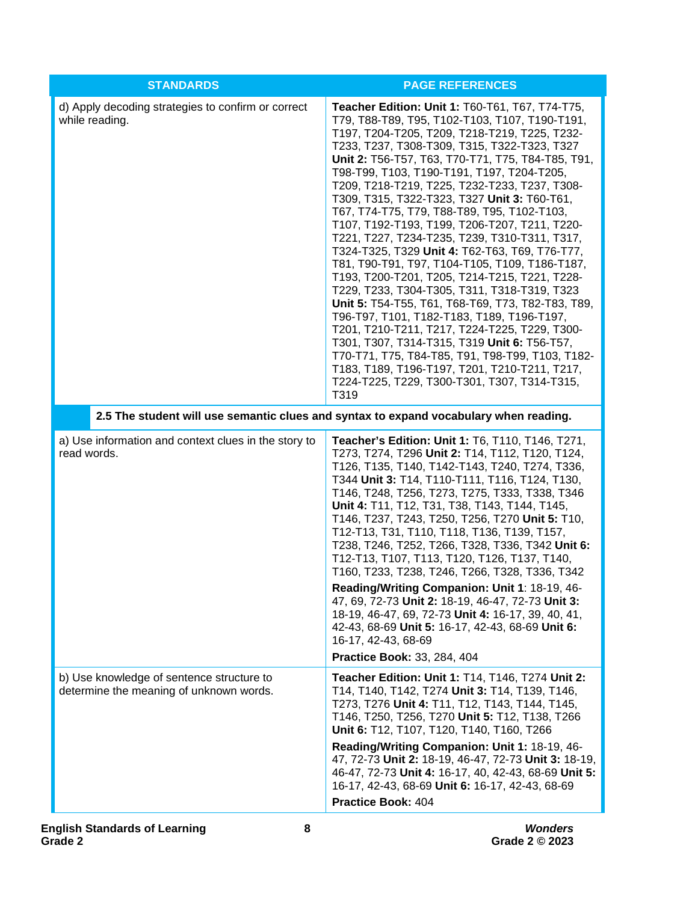| STANDARDS | PAGE REFERENCES |
|---|---|
| d) Apply decoding strategies to confirm or correct while reading. | **Teacher Edition: Unit 1:** T60-T61, T67, T74-T75, T79, T88-T89, T95, T102-T103, T107, T190-T191, T197, T204-T205, T209, T218-T219, T225, T232-T233, T237, T308-T309, T315, T322-T323, T327 **Unit 2:** T56-T57, T63, T70-T71, T75, T84-T85, T91, T98-T99, T103, T190-T191, T197, T204-T205, T209, T218-T219, T225, T232-T233, T237, T308-T309, T315, T322-T323, T327 **Unit 3:** T60-T61, T67, T74-T75, T79, T88-T89, T95, T102-T103, T107, T192-T193, T199, T206-T207, T211, T220-T221, T227, T234-T235, T239, T310-T311, T317, T324-T325, T329 **Unit 4:** T62-T63, T69, T76-T77, T81, T90-T91, T97, T104-T105, T109, T186-T187, T193, T200-T201, T205, T214-T215, T221, T228-T229, T233, T304-T305, T311, T318-T319, T323 **Unit 5:** T54-T55, T61, T68-T69, T73, T82-T83, T89, T96-T97, T101, T182-T183, T189, T196-T197, T201, T210-T211, T217, T224-T225, T229, T300-T301, T307, T314-T315, T319 **Unit 6:** T56-T57, T70-T71, T75, T84-T85, T91, T98-T99, T103, T182-T183, T189, T196-T197, T201, T210-T211, T217, T224-T225, T229, T300-T301, T307, T314-T315, T319 |
| **2.5 The student will use semantic clues and syntax to expand vocabulary when reading.** | |
| a) Use information and context clues in the story to read words. | **Teacher's Edition: Unit 1:** T6, T110, T146, T271, T273, T274, T296 **Unit 2:** T14, T112, T120, T124, T126, T135, T140, T142-T143, T240, T274, T336, T344 **Unit 3:** T14, T110-T111, T116, T124, T130, T146, T248, T256, T273, T275, T333, T338, T346 **Unit 4:** T11, T12, T31, T38, T143, T144, T145, T146, T237, T243, T250, T256, T270 **Unit 5:** T10, T12-T13, T31, T110, T118, T136, T139, T157, T238, T246, T252, T266, T328, T336, T342 **Unit 6:** T12-T13, T107, T113, T120, T126, T137, T140, T160, T233, T238, T246, T266, T328, T336, T342<br>**Reading/Writing Companion: Unit 1**: 18-19, 46-47, 69, 72-73 **Unit 2:** 18-19, 46-47, 72-73 **Unit 3:** 18-19, 46-47, 69, 72-73 **Unit 4:** 16-17, 39, 40, 41, 42-43, 68-69 **Unit 5:** 16-17, 42-43, 68-69 **Unit 6:** 16-17, 42-43, 68-69<br>**Practice Book:** 33, 284, 404 |
| b) Use knowledge of sentence structure to determine the meaning of unknown words. | **Teacher Edition: Unit 1:** T14, T146, T274 **Unit 2:** T14, T140, T142, T274 **Unit 3:** T14, T139, T146, T273, T276 **Unit 4:** T11, T12, T143, T144, T145, T146, T250, T256, T270 **Unit 5:** T12, T138, T266 **Unit 6:** T12, T107, T120, T140, T160, T266<br>**Reading/Writing Companion: Unit 1:** 18-19, 46-47, 72-73 **Unit 2:** 18-19, 46-47, 72-73 **Unit 3:** 18-19, 46-47, 72-73 **Unit 4:** 16-17, 40, 42-43, 68-69 **Unit 5:** 16-17, 42-43, 68-69 **Unit 6:** 16-17, 42-43, 68-69<br>**Practice Book:** 404 |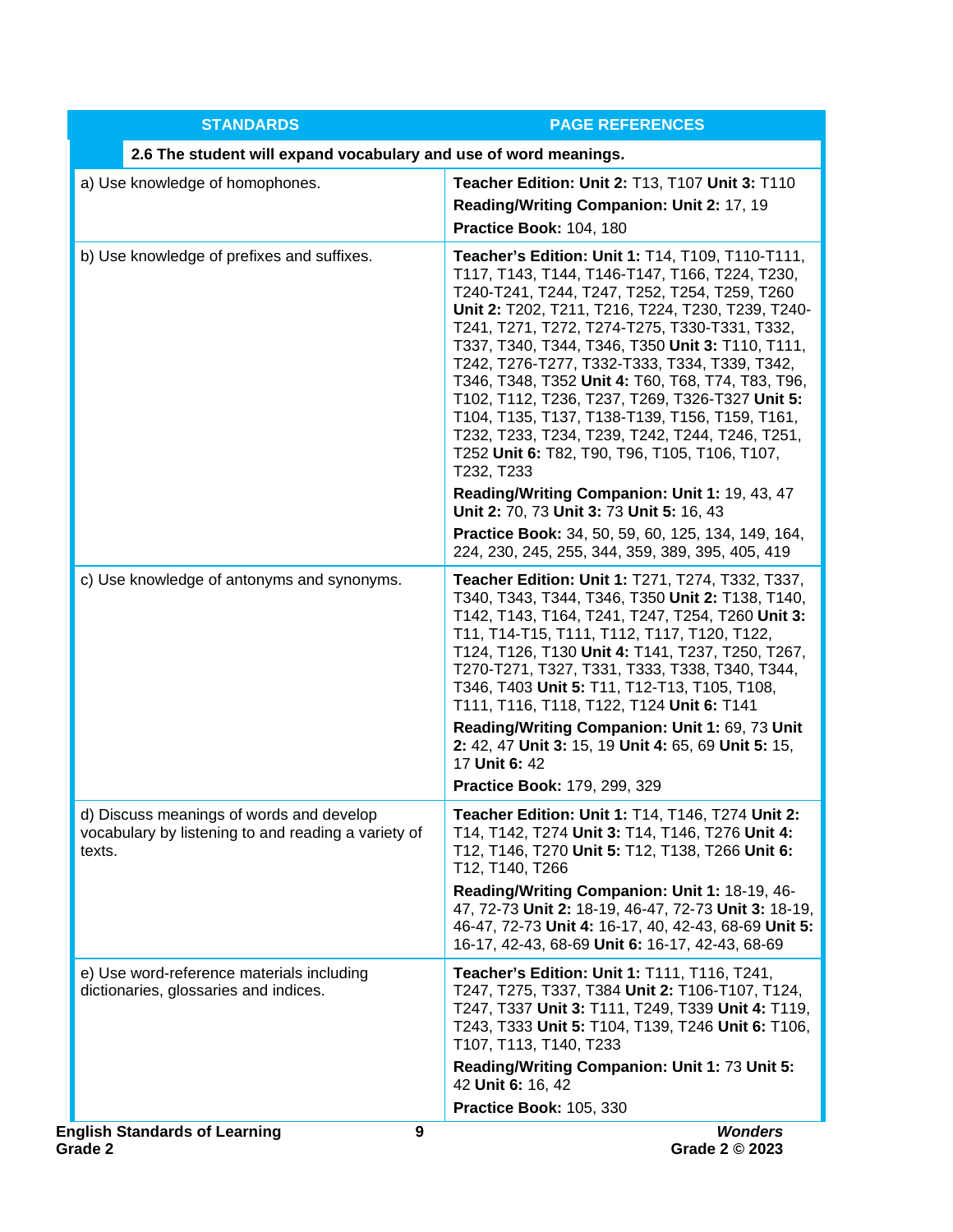| STANDARDS | PAGE REFERENCES |
|---|---|
| **2.6 The student will expand vocabulary and use of word meanings.** | |
| a) Use knowledge of homophones. | **Teacher Edition: Unit 2:** T13, T107 **Unit 3:** T110<br>**Reading/Writing Companion: Unit 2:** 17, 19<br>**Practice Book:** 104, 180 |
| b) Use knowledge of prefixes and suffixes. | **Teacher's Edition: Unit 1:** T14, T109, T110-T111, T117, T143, T144, T146-T147, T166, T224, T230, T240-T241, T244, T247, T252, T254, T259, T260 **Unit 2:** T202, T211, T216, T224, T230, T239, T240-T241, T271, T272, T274-T275, T330-T331, T332, T337, T340, T344, T346, T350 **Unit 3:** T110, T111, T242, T276-T277, T332-T333, T334, T339, T342, T346, T348, T352 **Unit 4:** T60, T68, T74, T83, T96, T102, T112, T236, T237, T269, T326-T327 **Unit 5:** T104, T135, T137, T138-T139, T156, T159, T161, T232, T233, T234, T239, T242, T244, T246, T251, T252 **Unit 6:** T82, T90, T96, T105, T106, T107, T232, T233<br>**Reading/Writing Companion: Unit 1:** 19, 43, 47 **Unit 2:** 70, 73 **Unit 3:** 73 **Unit 5:** 16, 43<br>**Practice Book:** 34, 50, 59, 60, 125, 134, 149, 164, 224, 230, 245, 255, 344, 359, 389, 395, 405, 419 |
| c) Use knowledge of antonyms and synonyms. | **Teacher Edition: Unit 1:** T271, T274, T332, T337, T340, T343, T344, T346, T350 **Unit 2:** T138, T140, T142, T143, T164, T241, T247, T254, T260 **Unit 3:** T11, T14-T15, T111, T112, T117, T120, T122, T124, T126, T130 **Unit 4:** T141, T237, T250, T267, T270-T271, T327, T331, T333, T338, T340, T344, T346, T403 **Unit 5:** T11, T12-T13, T105, T108, T111, T116, T118, T122, T124 **Unit 6:** T141<br>**Reading/Writing Companion: Unit 1:** 69, 73 **Unit 2:** 42, 47 **Unit 3:** 15, 19 **Unit 4:** 65, 69 **Unit 5:** 15, 17 **Unit 6:** 42<br>**Practice Book:** 179, 299, 329 |
| d) Discuss meanings of words and develop vocabulary by listening to and reading a variety of texts. | **Teacher Edition: Unit 1:** T14, T146, T274 **Unit 2:** T14, T142, T274 **Unit 3:** T14, T146, T276 **Unit 4:** T12, T146, T270 **Unit 5:** T12, T138, T266 **Unit 6:** T12, T140, T266<br>**Reading/Writing Companion: Unit 1:** 18-19, 46-47, 72-73 **Unit 2:** 18-19, 46-47, 72-73 **Unit 3:** 18-19, 46-47, 72-73 **Unit 4:** 16-17, 40, 42-43, 68-69 **Unit 5:** 16-17, 42-43, 68-69 **Unit 6:** 16-17, 42-43, 68-69 |
| e) Use word-reference materials including dictionaries, glossaries and indices. | **Teacher's Edition: Unit 1:** T111, T116, T241, T247, T275, T337, T384 **Unit 2:** T106-T107, T124, T247, T337 **Unit 3:** T111, T249, T339 **Unit 4:** T119, T243, T333 **Unit 5:** T104, T139, T246 **Unit 6:** T106, T107, T113, T140, T233<br>**Reading/Writing Companion: Unit 1:** 73 **Unit 5:** 42 **Unit 6:** 16, 42<br>**Practice Book:** 105, 330 |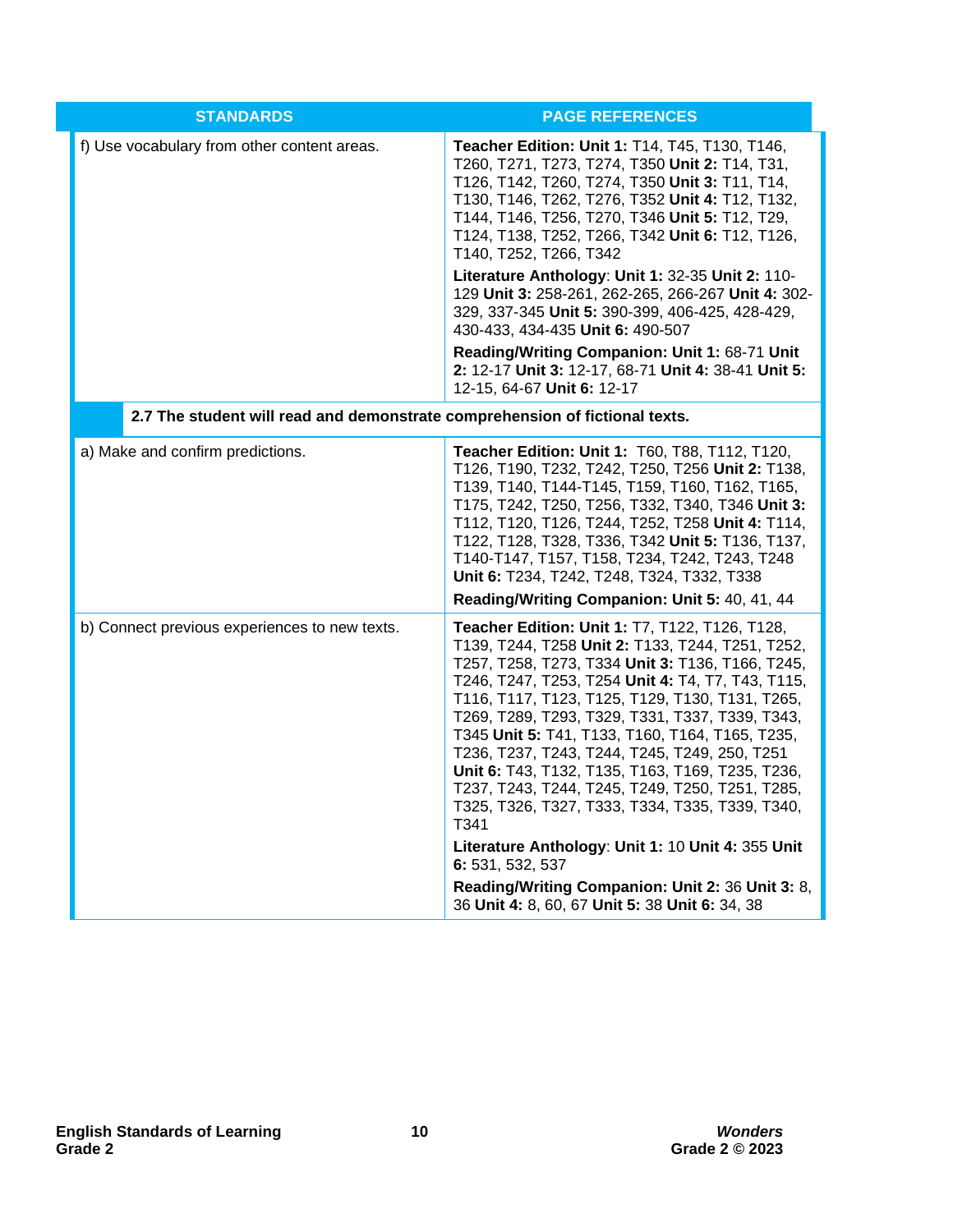| STANDARDS | PAGE REFERENCES |
|---|---|
| f) Use vocabulary from other content areas. | **Teacher Edition: Unit 1:** T14, T45, T130, T146, T260, T271, T273, T274, T350 **Unit 2:** T14, T31, T126, T142, T260, T274, T350 **Unit 3:** T11, T14, T130, T146, T262, T276, T352 **Unit 4:** T12, T132, T144, T146, T256, T270, T346 **Unit 5:** T12, T29, T124, T138, T252, T266, T342 **Unit 6:** T12, T126, T140, T252, T266, T342<br>**Literature Anthology**: **Unit 1:** 32-35 **Unit 2:** 110-129 **Unit 3:** 258-261, 262-265, 266-267 **Unit 4:** 302-329, 337-345 **Unit 5:** 390-399, 406-425, 428-429, 430-433, 434-435 **Unit 6:** 490-507<br>**Reading/Writing Companion: Unit 1:** 68-71 **Unit 2:** 12-17 **Unit 3:** 12-17, 68-71 **Unit 4:** 38-41 **Unit 5:** 12-15, 64-67 **Unit 6:** 12-17 |
| **2.7 The student will read and demonstrate comprehension of fictional texts.** | |
| a) Make and confirm predictions. | **Teacher Edition: Unit 1:** T60, T88, T112, T120, T126, T190, T232, T242, T250, T256 **Unit 2:** T138, T139, T140, T144-T145, T159, T160, T162, T165, T175, T242, T250, T256, T332, T340, T346 **Unit 3:** T112, T120, T126, T244, T252, T258 **Unit 4:** T114, T122, T128, T328, T336, T342 **Unit 5:** T136, T137, T140-T147, T157, T158, T234, T242, T243, T248 **Unit 6:** T234, T242, T248, T324, T332, T338<br>**Reading/Writing Companion: Unit 5:** 40, 41, 44 |
| b) Connect previous experiences to new texts. | **Teacher Edition: Unit 1:** T7, T122, T126, T128, T139, T244, T258 **Unit 2:** T133, T244, T251, T252, T257, T258, T273, T334 **Unit 3:** T136, T166, T245, T246, T247, T253, T254 **Unit 4:** T4, T7, T43, T115, T116, T117, T123, T125, T129, T130, T131, T265, T269, T289, T293, T329, T331, T337, T339, T343, T345 **Unit 5:** T41, T133, T160, T164, T165, T235, T236, T237, T243, T244, T245, T249, 250, T251 **Unit 6:** T43, T132, T135, T163, T169, T235, T236, T237, T243, T244, T245, T249, T250, T251, T285, T325, T326, T327, T333, T334, T335, T339, T340, T341<br>**Literature Anthology**: **Unit 1:** 10 **Unit 4:** 355 **Unit 6:** 531, 532, 537<br>**Reading/Writing Companion: Unit 2:** 36 **Unit 3:** 8, 36 **Unit 4:** 8, 60, 67 **Unit 5:** 38 **Unit 6:** 34, 38 |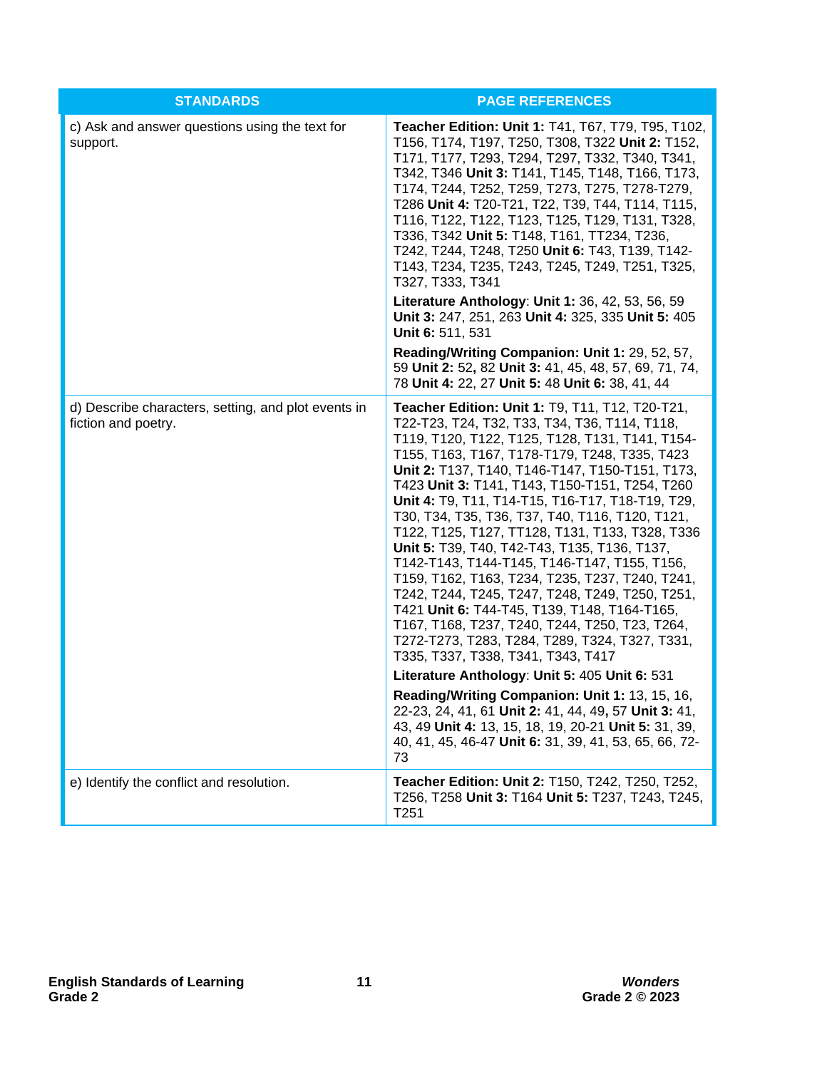| STANDARDS | PAGE REFERENCES |
| --- | --- |
| c) Ask and answer questions using the text for support. | **Teacher Edition: Unit 1:** T41, T67, T79, T95, T102, T156, T174, T197, T250, T308, T322 **Unit 2:** T152, T171, T177, T293, T294, T297, T332, T340, T341, T342, T346 **Unit 3:** T141, T145, T148, T166, T173, T174, T244, T252, T259, T273, T275, T278-T279, T286 **Unit 4:** T20-T21, T22, T39, T44, T114, T115, T116, T122, T122, T123, T125, T129, T131, T328, T336, T342 **Unit 5:** T148, T161, TT234, T236, T242, T244, T248, T250 **Unit 6:** T43, T139, T142-T143, T234, T235, T243, T245, T249, T251, T325, T327, T333, T341<br><br>**Literature Anthology**: **Unit 1:** 36, 42, 53, 56, 59 **Unit 3:** 247, 251, 263 **Unit 4:** 325, 335 **Unit 5:** 405 **Unit 6:** 511, 531<br><br>**Reading/Writing Companion: Unit 1:** 29, 52, 57, 59 **Unit 2:** 52**,** 82 **Unit 3:** 41, 45, 48, 57, 69, 71, 74, 78 **Unit 4:** 22, 27 **Unit 5:** 48 **Unit 6:** 38, 41, 44 |
| d) Describe characters, setting, and plot events in fiction and poetry. | **Teacher Edition: Unit 1:** T9, T11, T12, T20-T21, T22-T23, T24, T32, T33, T34, T36, T114, T118, T119, T120, T122, T125, T128, T131, T141, T154-T155, T163, T167, T178-T179, T248, T335, T423 **Unit 2:** T137, T140, T146-T147, T150-T151, T173, T423 **Unit 3:** T141, T143, T150-T151, T254, T260 **Unit 4:** T9, T11, T14-T15, T16-T17, T18-T19, T29, T30, T34, T35, T36, T37, T40, T116, T120, T121, T122, T125, T127, TT128, T131, T133, T328, T336 **Unit 5:** T39, T40, T42-T43, T135, T136, T137, T142-T143, T144-T145, T146-T147, T155, T156, T159, T162, T163, T234, T235, T237, T240, T241, T242, T244, T245, T247, T248, T249, T250, T251, T421 **Unit 6:** T44-T45, T139, T148, T164-T165, T167, T168, T237, T240, T244, T250, T23, T264, T272-T273, T283, T284, T289, T324, T327, T331, T335, T337, T338, T341, T343, T417<br><br>**Literature Anthology**: **Unit 5:** 405 **Unit 6:** 531<br><br>**Reading/Writing Companion: Unit 1:** 13, 15, 16, 22-23, 24, 41, 61 **Unit 2:** 41, 44, 49**,** 57 **Unit 3:** 41, 43, 49 **Unit 4:** 13, 15, 18, 19, 20-21 **Unit 5:** 31, 39, 40, 41, 45, 46-47 **Unit 6:** 31, 39, 41, 53, 65, 66, 72-73 |
| e) Identify the conflict and resolution. | **Teacher Edition: Unit 2:** T150, T242, T250, T252, T256, T258 **Unit 3:** T164 **Unit 5:** T237, T243, T245, T251 |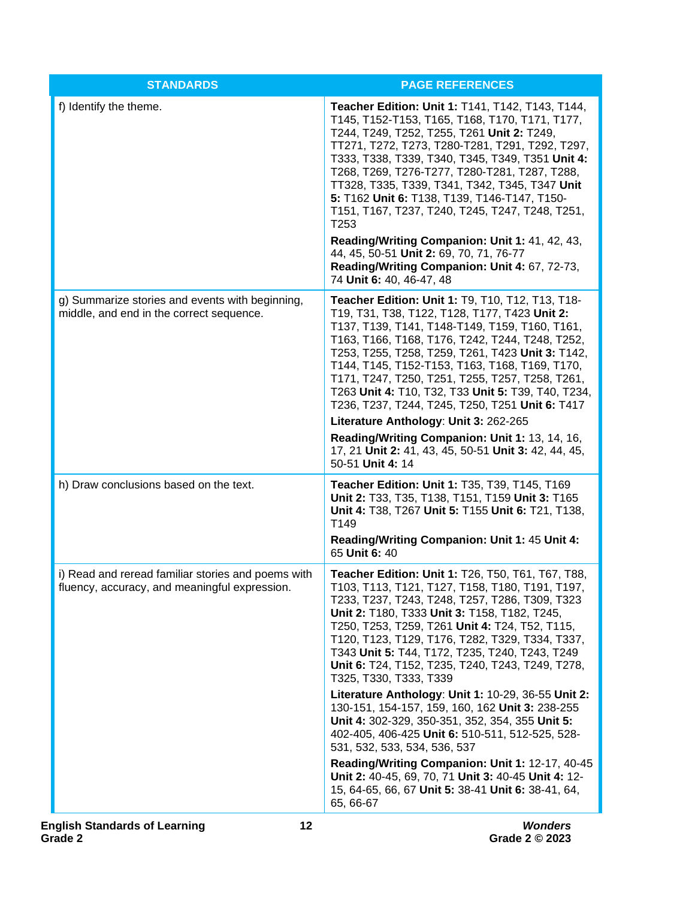| STANDARDS | PAGE REFERENCES |
|---|---|
| f) Identify the theme. | **Teacher Edition: Unit 1:** T141, T142, T143, T144, T145, T152-T153, T165, T168, T170, T171, T177, T244, T249, T252, T255, T261 **Unit 2:** T249, TT271, T272, T273, T280-T281, T291, T292, T297, T333, T338, T339, T340, T345, T349, T351 **Unit 4:** T268, T269, T276-T277, T280-T281, T287, T288, TT328, T335, T339, T341, T342, T345, T347 **Unit 5:** T162 **Unit 6:** T138, T139, T146-T147, T150-T151, T167, T237, T240, T245, T247, T248, T251, T253<br><br>**Reading/Writing Companion: Unit 1:** 41, 42, 43, 44, 45, 50-51 **Unit 2:** 69, 70, 71, 76-77 **Reading/Writing Companion: Unit 4:** 67, 72-73, 74 **Unit 6:** 40, 46-47, 48 |
| g) Summarize stories and events with beginning, middle, and end in the correct sequence. | **Teacher Edition: Unit 1:** T9, T10, T12, T13, T18-T19, T31, T38, T122, T128, T177, T423 **Unit 2:** T137, T139, T141, T148-T149, T159, T160, T161, T163, T166, T168, T176, T242, T244, T248, T252, T253, T255, T258, T259, T261, T423 **Unit 3:** T142, T144, T145, T152-T153, T163, T168, T169, T170, T171, T247, T250, T251, T255, T257, T258, T261, T263 **Unit 4:** T10, T32, T33 **Unit 5:** T39, T40, T234, T236, T237, T244, T245, T250, T251 **Unit 6:** T417<br><br>**Literature Anthology**: **Unit 3:** 262-265<br><br>**Reading/Writing Companion: Unit 1:** 13, 14, 16, 17, 21 **Unit 2:** 41, 43, 45, 50-51 **Unit 3:** 42, 44, 45, 50-51 **Unit 4:** 14 |
| h) Draw conclusions based on the text. | **Teacher Edition: Unit 1:** T35, T39, T145, T169 **Unit 2:** T33, T35, T138, T151, T159 **Unit 3:** T165 **Unit 4:** T38, T267 **Unit 5:** T155 **Unit 6:** T21, T138, T149<br><br>**Reading/Writing Companion: Unit 1:** 45 **Unit 4:** 65 **Unit 6:** 40 |
| i) Read and reread familiar stories and poems with fluency, accuracy, and meaningful expression. | **Teacher Edition: Unit 1:** T26, T50, T61, T67, T88, T103, T113, T121, T127, T158, T180, T191, T197, T233, T237, T243, T248, T257, T286, T309, T323 **Unit 2:** T180, T333 **Unit 3:** T158, T182, T245, T250, T253, T259, T261 **Unit 4:** T24, T52, T115, T120, T123, T129, T176, T282, T329, T334, T337, T343 **Unit 5:** T44, T172, T235, T240, T243, T249 **Unit 6:** T24, T152, T235, T240, T243, T249, T278, T325, T330, T333, T339<br><br>**Literature Anthology**: **Unit 1:** 10-29, 36-55 **Unit 2:** 130-151, 154-157, 159, 160, 162 **Unit 3:** 238-255 **Unit 4:** 302-329, 350-351, 352, 354, 355 **Unit 5:** 402-405, 406-425 **Unit 6:** 510-511, 512-525, 528-531, 532, 533, 534, 536, 537<br><br>**Reading/Writing Companion: Unit 1:** 12-17, 40-45 **Unit 2:** 40-45, 69, 70, 71 **Unit 3:** 40-45 **Unit 4:** 12-15, 64-65, 66, 67 **Unit 5:** 38-41 **Unit 6:** 38-41, 64, 65, 66-67 |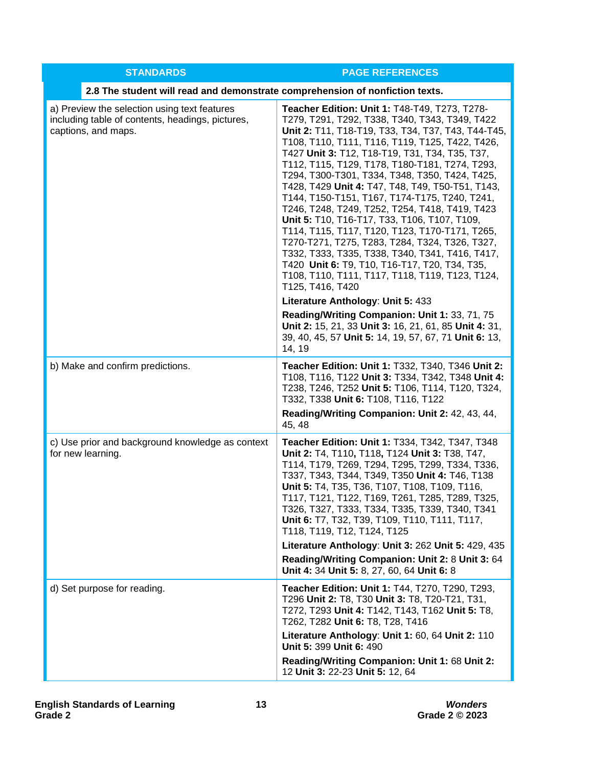| STANDARDS | PAGE REFERENCES |
|---|---|
| **2.8 The student will read and demonstrate comprehension of nonfiction texts.** | |
| a) Preview the selection using text features including table of contents, headings, pictures, captions, and maps. | **Teacher Edition: Unit 1:** T48-T49, T273, T278-T279, T291, T292, T338, T340, T343, T349, T422 **Unit 2:** T11, T18-T19, T33, T34, T37, T43, T44-T45, T108, T110, T111, T116, T119, T125, T422, T426, T427 **Unit 3:** T12, T18-T19, T31, T34, T35, T37, T112, T115, T129, T178, T180-T181, T274, T293, T294, T300-T301, T334, T348, T350, T424, T425, T428, T429 **Unit 4:** T47, T48, T49, T50-T51, T143, T144, T150-T151, T167, T174-T175, T240, T241, T246, T248, T249, T252, T254, T418, T419, T423 **Unit 5:** T10, T16-T17, T33, T106, T107, T109, T114, T115, T117, T120, T123, T170-T171, T265, T270-T271, T275, T283, T284, T324, T326, T327, T332, T333, T335, T338, T340, T341, T416, T417, T420 **Unit 6:** T9, T10, T16-T17, T20, T34, T35, T108, T110, T111, T117, T118, T119, T123, T124, T125, T416, T420<br><br>**Literature Anthology**: **Unit 5:** 433<br><br>**Reading/Writing Companion: Unit 1:** 33, 71, 75 **Unit 2:** 15, 21, 33 **Unit 3:** 16, 21, 61, 85 **Unit 4:** 31, 39, 40, 45, 57 **Unit 5:** 14, 19, 57, 67, 71 **Unit 6:** 13, 14, 19 |
| b) Make and confirm predictions. | **Teacher Edition: Unit 1:** T332, T340, T346 **Unit 2:** T108, T116, T122 **Unit 3:** T334, T342, T348 **Unit 4:** T238, T246, T252 **Unit 5:** T106, T114, T120, T324, T332, T338 **Unit 6:** T108, T116, T122<br><br>**Reading/Writing Companion: Unit 2:** 42, 43, 44, 45, 48 |
| c) Use prior and background knowledge as context for new learning. | **Teacher Edition: Unit 1:** T334, T342, T347, T348 **Unit 2:** T4, T110, T118, T124 **Unit 3:** T38, T47, T114, T179, T269, T294, T295, T299, T334, T336, T337, T343, T344, T349, T350 **Unit 4:** T46, T138 **Unit 5:** T4, T35, T36, T107, T108, T109, T116, T117, T121, T122, T169, T261, T285, T289, T325, T326, T327, T333, T334, T335, T339, T340, T341 **Unit 6:** T7, T32, T39, T109, T110, T111, T117, T118, T119, T12, T124, T125<br><br>**Literature Anthology**: **Unit 3:** 262 **Unit 5:** 429, 435<br><br>**Reading/Writing Companion: Unit 2:** 8 **Unit 3:** 64 **Unit 4:** 34 **Unit 5:** 8, 27, 60, 64 **Unit 6:** 8 |
| d) Set purpose for reading. | **Teacher Edition: Unit 1:** T44, T270, T290, T293, T296 **Unit 2:** T8, T30 **Unit 3:** T8, T20-T21, T31, T272, T293 **Unit 4:** T142, T143, T162 **Unit 5:** T8, T262, T282 **Unit 6:** T8, T28, T416<br><br>**Literature Anthology**: **Unit 1:** 60, 64 **Unit 2:** 110 **Unit 5:** 399 **Unit 6:** 490<br><br>**Reading/Writing Companion: Unit 1:** 68 **Unit 2:** 12 **Unit 3:** 22-23 **Unit 5:** 12, 64 |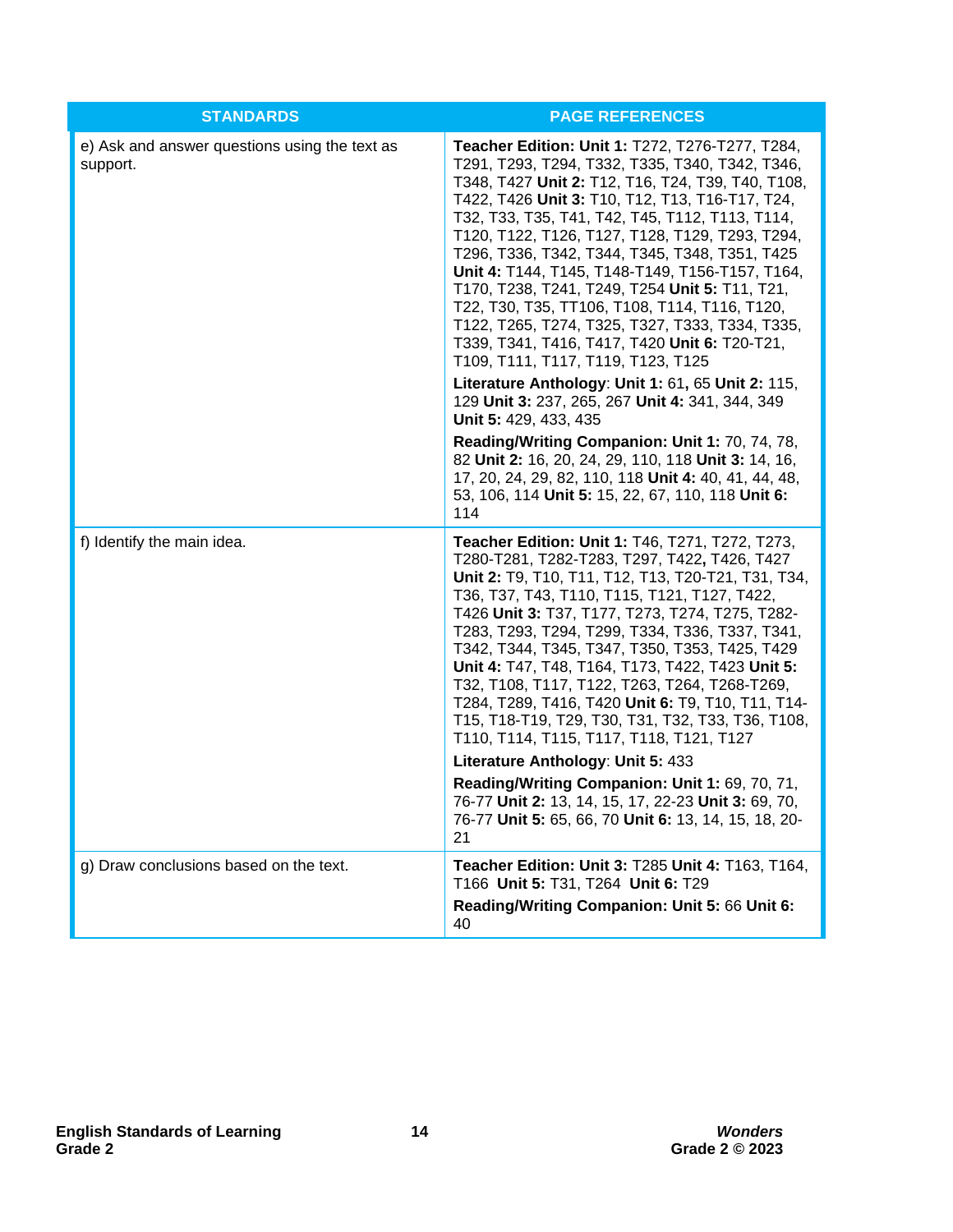| STANDARDS | PAGE REFERENCES |
|---|---|
| e) Ask and answer questions using the text as support. | **Teacher Edition: Unit 1:** T272, T276-T277, T284, T291, T293, T294, T332, T335, T340, T342, T346, T348, T427 **Unit 2:** T12, T16, T24, T39, T40, T108, T422, T426 **Unit 3:** T10, T12, T13, T16-T17, T24, T32, T33, T35, T41, T42, T45, T112, T113, T114, T120, T122, T126, T127, T128, T129, T293, T294, T296, T336, T342, T344, T345, T348, T351, T425 **Unit 4:** T144, T145, T148-T149, T156-T157, T164, T170, T238, T241, T249, T254 **Unit 5:** T11, T21, T22, T30, T35, TT106, T108, T114, T116, T120, T122, T265, T274, T325, T327, T333, T334, T335, T339, T341, T416, T417, T420 **Unit 6:** T20-T21, T109, T111, T117, T119, T123, T125<br><br>**Literature Anthology**: **Unit 1:** 61**,** 65 **Unit 2:** 115, 129 **Unit 3:** 237, 265, 267 **Unit 4:** 341, 344, 349 **Unit 5:** 429, 433, 435<br><br>**Reading/Writing Companion: Unit 1:** 70, 74, 78, 82 **Unit 2:** 16, 20, 24, 29, 110, 118 **Unit 3:** 14, 16, 17, 20, 24, 29, 82, 110, 118 **Unit 4:** 40, 41, 44, 48, 53, 106, 114 **Unit 5:** 15, 22, 67, 110, 118 **Unit 6:** 114 |
| f) Identify the main idea. | **Teacher Edition: Unit 1:** T46, T271, T272, T273, T280-T281, T282-T283, T297, T422**,** T426, T427 **Unit 2:** T9, T10, T11, T12, T13, T20-T21, T31, T34, T36, T37, T43, T110, T115, T121, T127, T422, T426 **Unit 3:** T37, T177, T273, T274, T275, T282-T283, T293, T294, T299, T334, T336, T337, T341, T342, T344, T345, T347, T350, T353, T425, T429 **Unit 4:** T47, T48, T164, T173, T422, T423 **Unit 5:** T32, T108, T117, T122, T263, T264, T268-T269, T284, T289, T416, T420 **Unit 6:** T9, T10, T11, T14-T15, T18-T19, T29, T30, T31, T32, T33, T36, T108, T110, T114, T115, T117, T118, T121, T127<br><br>**Literature Anthology**: **Unit 5:** 433<br><br>**Reading/Writing Companion: Unit 1:** 69, 70, 71, 76-77 **Unit 2:** 13, 14, 15, 17, 22-23 **Unit 3:** 69, 70, 76-77 **Unit 5:** 65, 66, 70 **Unit 6:** 13, 14, 15, 18, 20-21 |
| g) Draw conclusions based on the text. | **Teacher Edition: Unit 3:** T285 **Unit 4:** T163, T164, T166 **Unit 5:** T31, T264 **Unit 6:** T29<br><br>**Reading/Writing Companion: Unit 5:** 66 **Unit 6:** 40 |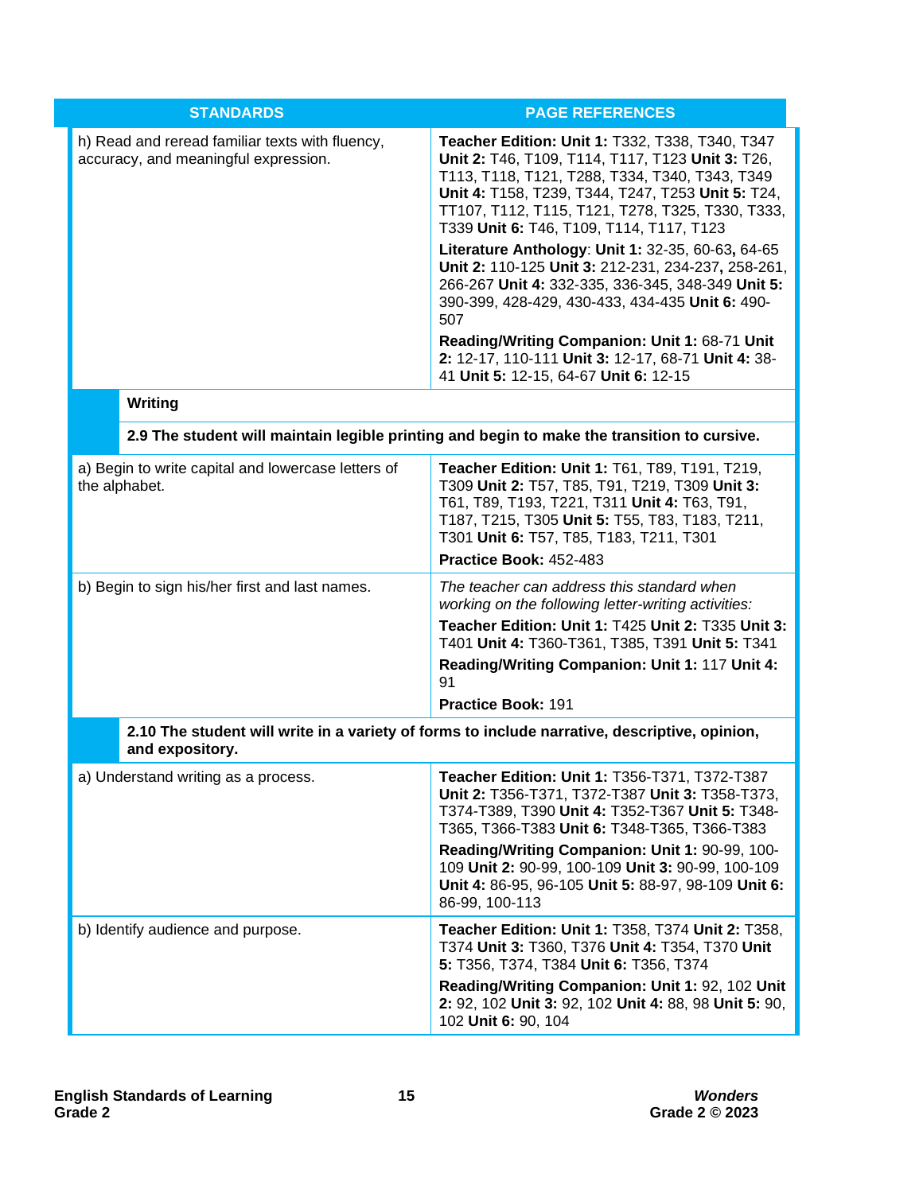| STANDARDS | PAGE REFERENCES |
|---|---|
| h) Read and reread familiar texts with fluency, accuracy, and meaningful expression. | **Teacher Edition: Unit 1:** T332, T338, T340, T347 **Unit 2:** T46, T109, T114, T117, T123 **Unit 3:** T26, T113, T118, T121, T288, T334, T340, T343, T349 **Unit 4:** T158, T239, T344, T247, T253 **Unit 5:** T24, TT107, T112, T115, T121, T278, T325, T330, T333, T339 **Unit 6:** T46, T109, T114, T117, T123<br>**Literature Anthology**: **Unit 1:** 32-35, 60-63**,** 64-65 **Unit 2:** 110-125 **Unit 3:** 212-231, 234-237**,** 258-261, 266-267 **Unit 4:** 332-335, 336-345, 348-349 **Unit 5:** 390-399, 428-429, 430-433, 434-435 **Unit 6:** 490-507<br>**Reading/Writing Companion: Unit 1:** 68-71 **Unit 2:** 12-17, 110-111 **Unit 3:** 12-17, 68-71 **Unit 4:** 38-41 **Unit 5:** 12-15, 64-67 **Unit 6:** 12-15 |
| **Writing** | |
| **2.9 The student will maintain legible printing and begin to make the transition to cursive.** | |
| a) Begin to write capital and lowercase letters of the alphabet. | **Teacher Edition: Unit 1:** T61, T89, T191, T219, T309 **Unit 2:** T57, T85, T91, T219, T309 **Unit 3:** T61, T89, T193, T221, T311 **Unit 4:** T63, T91, T187, T215, T305 **Unit 5:** T55, T83, T183, T211, T301 **Unit 6:** T57, T85, T183, T211, T301<br>**Practice Book:** 452-483 |
| b) Begin to sign his/her first and last names. | *The teacher can address this standard when working on the following letter-writing activities:*<br>**Teacher Edition: Unit 1:** T425 **Unit 2:** T335 **Unit 3:** T401 **Unit 4:** T360-T361, T385, T391 **Unit 5:** T341<br>**Reading/Writing Companion: Unit 1:** 117 **Unit 4:** 91<br>**Practice Book:** 191 |
| **2.10 The student will write in a variety of forms to include narrative, descriptive, opinion, and expository.** | |
| a) Understand writing as a process. | **Teacher Edition: Unit 1:** T356-T371, T372-T387 **Unit 2:** T356-T371, T372-T387 **Unit 3:** T358-T373, T374-T389, T390 **Unit 4:** T352-T367 **Unit 5:** T348-T365, T366-T383 **Unit 6:** T348-T365, T366-T383<br>**Reading/Writing Companion: Unit 1:** 90-99, 100-109 **Unit 2:** 90-99, 100-109 **Unit 3:** 90-99, 100-109 **Unit 4:** 86-95, 96-105 **Unit 5:** 88-97, 98-109 **Unit 6:** 86-99, 100-113 |
| b) Identify audience and purpose. | **Teacher Edition: Unit 1:** T358, T374 **Unit 2:** T358, T374 **Unit 3:** T360, T376 **Unit 4:** T354, T370 **Unit 5:** T356, T374, T384 **Unit 6:** T356, T374<br>**Reading/Writing Companion: Unit 1:** 92, 102 **Unit 2:** 92, 102 **Unit 3:** 92, 102 **Unit 4:** 88, 98 **Unit 5:** 90, 102 **Unit 6:** 90, 104 |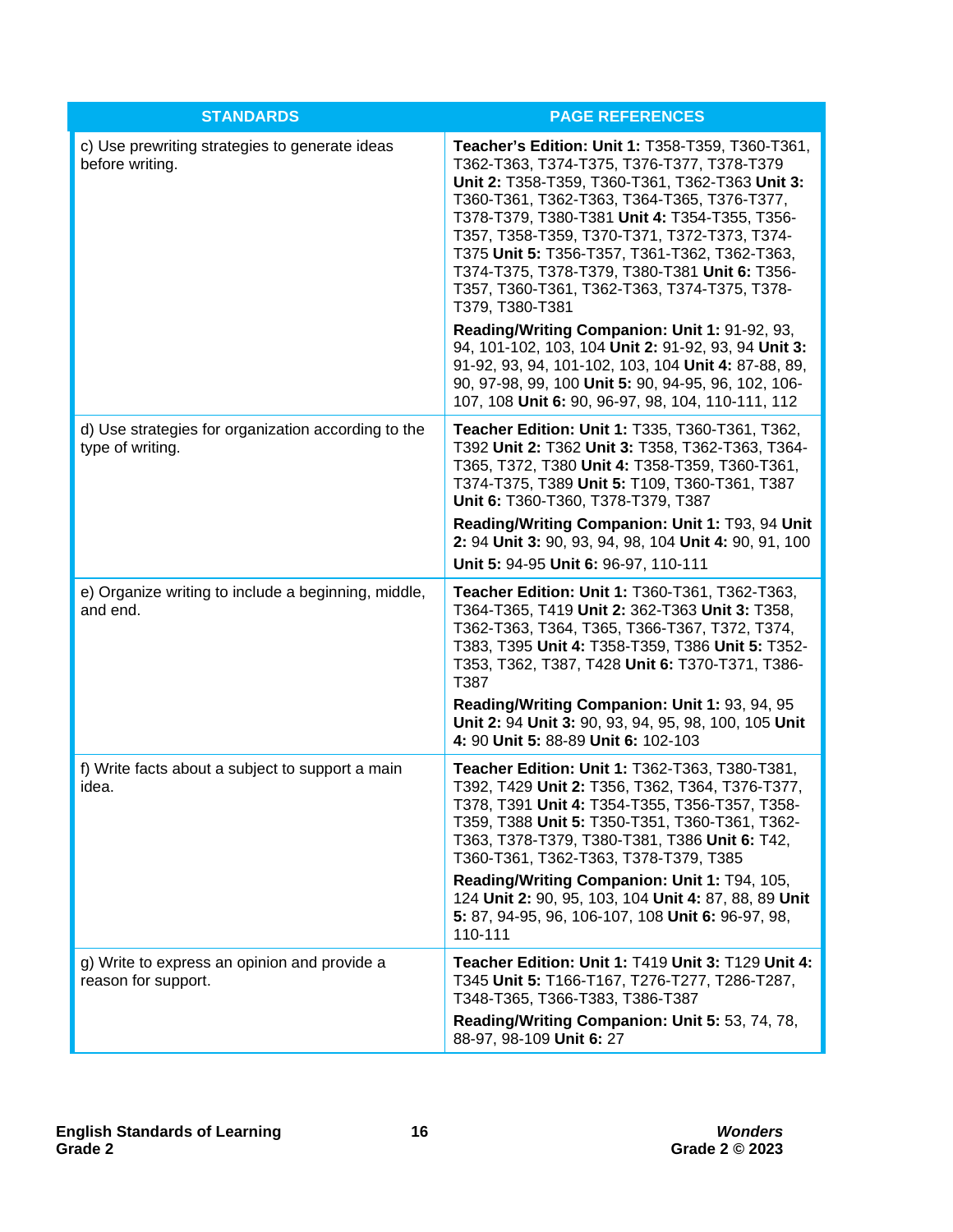| STANDARDS | PAGE REFERENCES |
|---|---|
| c) Use prewriting strategies to generate ideas before writing. | **Teacher's Edition: Unit 1:** T358-T359, T360-T361, T362-T363, T374-T375, T376-T377, T378-T379 **Unit 2:** T358-T359, T360-T361, T362-T363 **Unit 3:** T360-T361, T362-T363, T364-T365, T376-T377, T378-T379, T380-T381 **Unit 4:** T354-T355, T356-T357, T358-T359, T370-T371, T372-T373, T374-T375 **Unit 5:** T356-T357, T361-T362, T362-T363, T374-T375, T378-T379, T380-T381 **Unit 6:** T356-T357, T360-T361, T362-T363, T374-T375, T378-T379, T380-T381<br>**Reading/Writing Companion: Unit 1:** 91-92, 93, 94, 101-102, 103, 104 **Unit 2:** 91-92, 93, 94 **Unit 3:** 91-92, 93, 94, 101-102, 103, 104 **Unit 4:** 87-88, 89, 90, 97-98, 99, 100 **Unit 5:** 90, 94-95, 96, 102, 106-107, 108 **Unit 6:** 90, 96-97, 98, 104, 110-111, 112 |
| d) Use strategies for organization according to the type of writing. | **Teacher Edition: Unit 1:** T335, T360-T361, T362, T392 **Unit 2:** T362 **Unit 3:** T358, T362-T363, T364-T365, T372, T380 **Unit 4:** T358-T359, T360-T361, T374-T375, T389 **Unit 5:** T109, T360-T361, T387 **Unit 6:** T360-T360, T378-T379, T387<br>**Reading/Writing Companion: Unit 1:** T93, 94 **Unit 2:** 94 **Unit 3:** 90, 93, 94, 98, 104 **Unit 4:** 90, 91, 100<br>**Unit 5:** 94-95 **Unit 6:** 96-97, 110-111 |
| e) Organize writing to include a beginning, middle, and end. | **Teacher Edition: Unit 1:** T360-T361, T362-T363, T364-T365, T419 **Unit 2:** 362-T363 **Unit 3:** T358, T362-T363, T364, T365, T366-T367, T372, T374, T383, T395 **Unit 4:** T358-T359, T386 **Unit 5:** T352-T353, T362, T387, T428 **Unit 6:** T370-T371, T386-T387<br>**Reading/Writing Companion: Unit 1:** 93, 94, 95 **Unit 2:** 94 **Unit 3:** 90, 93, 94, 95, 98, 100, 105 **Unit 4:** 90 **Unit 5:** 88-89 **Unit 6:** 102-103 |
| f) Write facts about a subject to support a main idea. | **Teacher Edition: Unit 1:** T362-T363, T380-T381, T392, T429 **Unit 2:** T356, T362, T364, T376-T377, T378, T391 **Unit 4:** T354-T355, T356-T357, T358-T359, T388 **Unit 5:** T350-T351, T360-T361, T362-T363, T378-T379, T380-T381, T386 **Unit 6:** T42, T360-T361, T362-T363, T378-T379, T385<br>**Reading/Writing Companion: Unit 1:** T94, 105, 124 **Unit 2:** 90, 95, 103, 104 **Unit 4:** 87, 88, 89 **Unit 5:** 87, 94-95, 96, 106-107, 108 **Unit 6:** 96-97, 98, 110-111 |
| g) Write to express an opinion and provide a reason for support. | **Teacher Edition: Unit 1:** T419 **Unit 3:** T129 **Unit 4:** T345 **Unit 5:** T166-T167, T276-T277, T286-T287, T348-T365, T366-T383, T386-T387<br>**Reading/Writing Companion: Unit 5:** 53, 74, 78, 88-97, 98-109 **Unit 6:** 27 |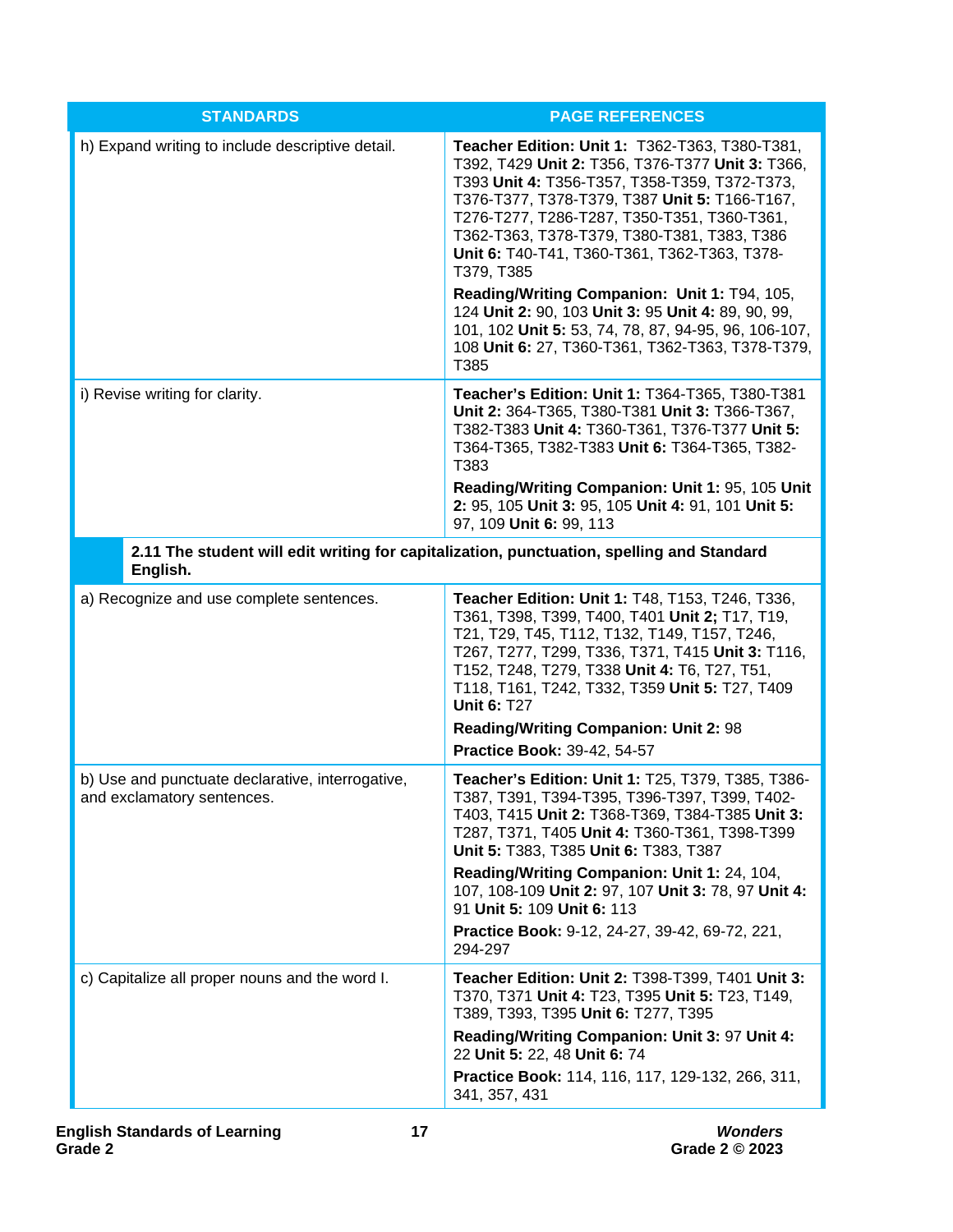| STANDARDS | PAGE REFERENCES |
|---|---|
| h) Expand writing to include descriptive detail. | **Teacher Edition: Unit 1:** T362-T363, T380-T381, T392, T429 **Unit 2:** T356, T376-T377 **Unit 3:** T366, T393 **Unit 4:** T356-T357, T358-T359, T372-T373, T376-T377, T378-T379, T387 **Unit 5:** T166-T167, T276-T277, T286-T287, T350-T351, T360-T361, T362-T363, T378-T379, T380-T381, T383, T386 **Unit 6:** T40-T41, T360-T361, T362-T363, T378-T379, T385<br><br>**Reading/Writing Companion: Unit 1:** T94, 105, 124 **Unit 2:** 90, 103 **Unit 3:** 95 **Unit 4:** 89, 90, 99, 101, 102 **Unit 5:** 53, 74, 78, 87, 94-95, 96, 106-107, 108 **Unit 6:** 27, T360-T361, T362-T363, T378-T379, T385 |
| i) Revise writing for clarity. | **Teacher's Edition: Unit 1:** T364-T365, T380-T381 **Unit 2:** 364-T365, T380-T381 **Unit 3:** T366-T367, T382-T383 **Unit 4:** T360-T361, T376-T377 **Unit 5:** T364-T365, T382-T383 **Unit 6:** T364-T365, T382-T383<br><br>**Reading/Writing Companion: Unit 1:** 95, 105 **Unit 2:** 95, 105 **Unit 3:** 95, 105 **Unit 4:** 91, 101 **Unit 5:** 97, 109 **Unit 6:** 99, 113 |
| **2.11 The student will edit writing for capitalization, punctuation, spelling and Standard English.** | |
| a) Recognize and use complete sentences. | **Teacher Edition: Unit 1:** T48, T153, T246, T336, T361, T398, T399, T400, T401 **Unit 2;** T17, T19, T21, T29, T45, T112, T132, T149, T157, T246, T267, T277, T299, T336, T371, T415 **Unit 3:** T116, T152, T248, T279, T338 **Unit 4:** T6, T27, T51, T118, T161, T242, T332, T359 **Unit 5:** T27, T409 **Unit 6:** T27<br><br>**Reading/Writing Companion: Unit 2:** 98<br><br>**Practice Book:** 39-42, 54-57 |
| b) Use and punctuate declarative, interrogative, and exclamatory sentences. | **Teacher's Edition: Unit 1:** T25, T379, T385, T386-T387, T391, T394-T395, T396-T397, T399, T402-T403, T415 **Unit 2:** T368-T369, T384-T385 **Unit 3:** T287, T371, T405 **Unit 4:** T360-T361, T398-T399 **Unit 5:** T383, T385 **Unit 6:** T383, T387<br><br>**Reading/Writing Companion: Unit 1:** 24, 104, 107, 108-109 **Unit 2:** 97, 107 **Unit 3:** 78, 97 **Unit 4:** 91 **Unit 5:** 109 **Unit 6:** 113<br><br>**Practice Book:** 9-12, 24-27, 39-42, 69-72, 221, 294-297 |
| c) Capitalize all proper nouns and the word I. | **Teacher Edition: Unit 2:** T398-T399, T401 **Unit 3:** T370, T371 **Unit 4:** T23, T395 **Unit 5:** T23, T149, T389, T393, T395 **Unit 6:** T277, T395<br><br>**Reading/Writing Companion: Unit 3:** 97 **Unit 4:** 22 **Unit 5:** 22, 48 **Unit 6:** 74<br><br>**Practice Book:** 114, 116, 117, 129-132, 266, 311, 341, 357, 431 |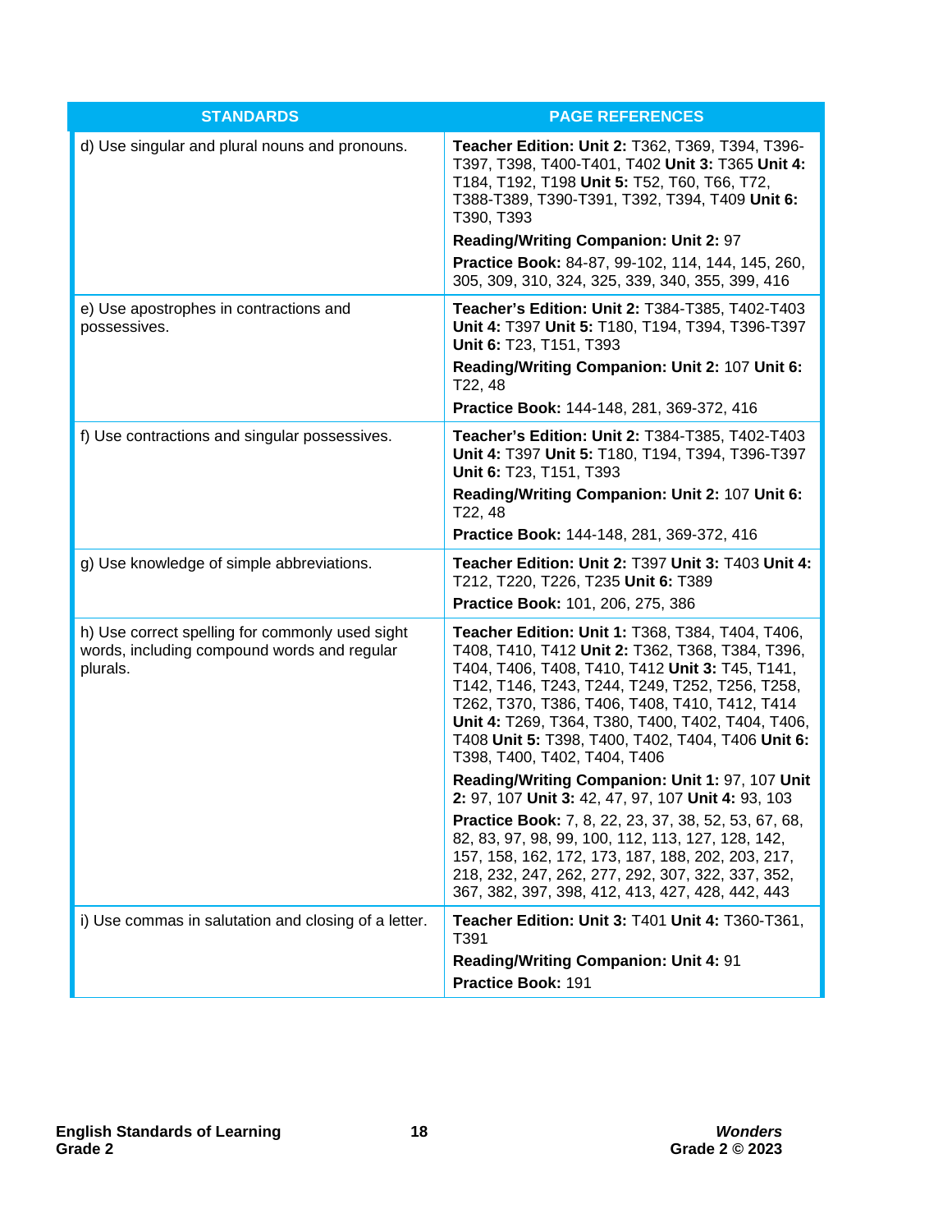| STANDARDS | PAGE REFERENCES |
|---|---|
| d) Use singular and plural nouns and pronouns. | **Teacher Edition: Unit 2:** T362, T369, T394, T396-T397, T398, T400-T401, T402 **Unit 3:** T365 **Unit 4:** T184, T192, T198 **Unit 5:** T52, T60, T66, T72, T388-T389, T390-T391, T392, T394, T409 **Unit 6:** T390, T393<br>**Reading/Writing Companion: Unit 2:** 97<br>**Practice Book:** 84-87, 99-102, 114, 144, 145, 260, 305, 309, 310, 324, 325, 339, 340, 355, 399, 416 |
| e) Use apostrophes in contractions and possessives. | **Teacher's Edition: Unit 2:** T384-T385, T402-T403 **Unit 4:** T397 **Unit 5:** T180, T194, T394, T396-T397 **Unit 6:** T23, T151, T393<br>**Reading/Writing Companion: Unit 2:** 107 **Unit 6:** T22, 48<br>**Practice Book:** 144-148, 281, 369-372, 416 |
| f) Use contractions and singular possessives. | **Teacher's Edition: Unit 2:** T384-T385, T402-T403 **Unit 4:** T397 **Unit 5:** T180, T194, T394, T396-T397 **Unit 6:** T23, T151, T393<br>**Reading/Writing Companion: Unit 2:** 107 **Unit 6:** T22, 48<br>**Practice Book:** 144-148, 281, 369-372, 416 |
| g) Use knowledge of simple abbreviations. | **Teacher Edition: Unit 2:** T397 **Unit 3:** T403 **Unit 4:** T212, T220, T226, T235 **Unit 6:** T389<br>**Practice Book:** 101, 206, 275, 386 |
| h) Use correct spelling for commonly used sight words, including compound words and regular plurals. | **Teacher Edition: Unit 1:** T368, T384, T404, T406, T408, T410, T412 **Unit 2:** T362, T368, T384, T396, T404, T406, T408, T410, T412 **Unit 3:** T45, T141, T142, T146, T243, T244, T249, T252, T256, T258, T262, T370, T386, T406, T408, T410, T412, T414 **Unit 4:** T269, T364, T380, T400, T402, T404, T406, T408 **Unit 5:** T398, T400, T402, T404, T406 **Unit 6:** T398, T400, T402, T404, T406<br>**Reading/Writing Companion: Unit 1:** 97, 107 **Unit 2:** 97, 107 **Unit 3:** 42, 47, 97, 107 **Unit 4:** 93, 103<br>**Practice Book:** 7, 8, 22, 23, 37, 38, 52, 53, 67, 68, 82, 83, 97, 98, 99, 100, 112, 113, 127, 128, 142, 157, 158, 162, 172, 173, 187, 188, 202, 203, 217, 218, 232, 247, 262, 277, 292, 307, 322, 337, 352, 367, 382, 397, 398, 412, 413, 427, 428, 442, 443 |
| i) Use commas in salutation and closing of a letter. | **Teacher Edition: Unit 3:** T401 **Unit 4:** T360-T361, T391<br>**Reading/Writing Companion: Unit 4:** 91<br>**Practice Book:** 191 |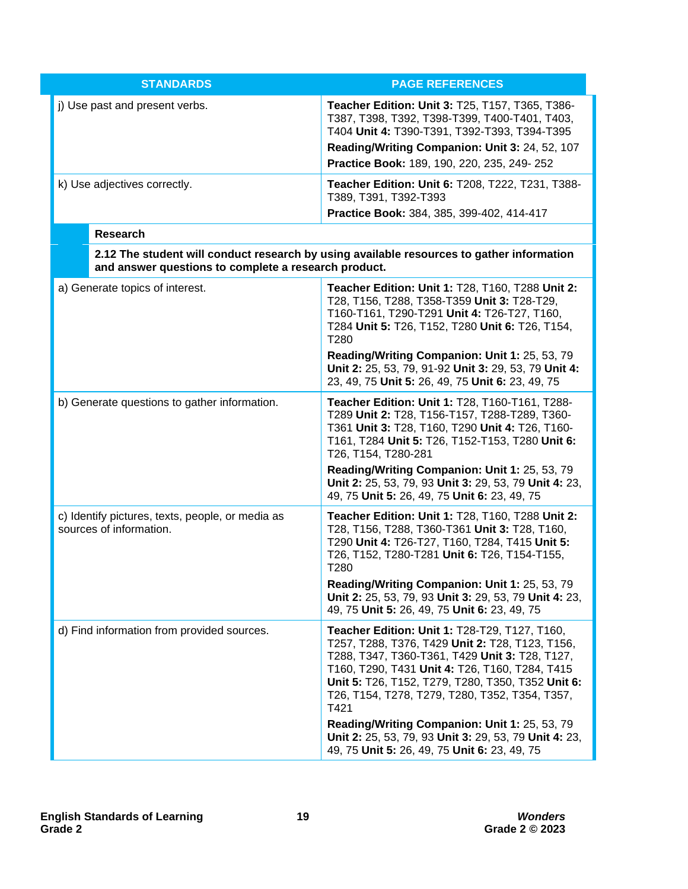| STANDARDS | PAGE REFERENCES |
|---|---|
| j) Use past and present verbs. | **Teacher Edition: Unit 3:** T25, T157, T365, T386-T387, T398, T392, T398-T399, T400-T401, T403, T404 **Unit 4:** T390-T391, T392-T393, T394-T395<br>**Reading/Writing Companion: Unit 3:** 24, 52, 107<br>**Practice Book:** 189, 190, 220, 235, 249- 252 |
| k) Use adjectives correctly. | **Teacher Edition: Unit 6:** T208, T222, T231, T388-T389, T391, T392-T393<br>**Practice Book:** 384, 385, 399-402, 414-417 |
| **Research** | |
| **2.12 The student will conduct research by using available resources to gather information and answer questions to complete a research product.** | |
| a) Generate topics of interest. | **Teacher Edition: Unit 1:** T28, T160, T288 **Unit 2:** T28, T156, T288, T358-T359 **Unit 3:** T28-T29, T160-T161, T290-T291 **Unit 4:** T26-T27, T160, T284 **Unit 5:** T26, T152, T280 **Unit 6:** T26, T154, T280<br>**Reading/Writing Companion: Unit 1:** 25, 53, 79 **Unit 2:** 25, 53, 79, 91-92 **Unit 3:** 29, 53, 79 **Unit 4:** 23, 49, 75 **Unit 5:** 26, 49, 75 **Unit 6:** 23, 49, 75 |
| b) Generate questions to gather information. | **Teacher Edition: Unit 1:** T28, T160-T161, T288-T289 **Unit 2:** T28, T156-T157, T288-T289, T360-T361 **Unit 3:** T28, T160, T290 **Unit 4:** T26, T160-T161, T284 **Unit 5:** T26, T152-T153, T280 **Unit 6:** T26, T154, T280-281<br>**Reading/Writing Companion: Unit 1:** 25, 53, 79 **Unit 2:** 25, 53, 79, 93 **Unit 3:** 29, 53, 79 **Unit 4:** 23, 49, 75 **Unit 5:** 26, 49, 75 **Unit 6:** 23, 49, 75 |
| c) Identify pictures, texts, people, or media as sources of information. | **Teacher Edition: Unit 1:** T28, T160, T288 **Unit 2:** T28, T156, T288, T360-T361 **Unit 3:** T28, T160, T290 **Unit 4:** T26-T27, T160, T284, T415 **Unit 5:** T26, T152, T280-T281 **Unit 6:** T26, T154-T155, T280<br>**Reading/Writing Companion: Unit 1:** 25, 53, 79 **Unit 2:** 25, 53, 79, 93 **Unit 3:** 29, 53, 79 **Unit 4:** 23, 49, 75 **Unit 5:** 26, 49, 75 **Unit 6:** 23, 49, 75 |
| d) Find information from provided sources. | **Teacher Edition: Unit 1:** T28-T29, T127, T160, T257, T288, T376, T429 **Unit 2:** T28, T123, T156, T288, T347, T360-T361, T429 **Unit 3:** T28, T127, T160, T290, T431 **Unit 4:** T26, T160, T284, T415 **Unit 5:** T26, T152, T279, T280, T350, T352 **Unit 6:** T26, T154, T278, T279, T280, T352, T354, T357, T421<br>**Reading/Writing Companion: Unit 1:** 25, 53, 79 **Unit 2:** 25, 53, 79, 93 **Unit 3:** 29, 53, 79 **Unit 4:** 23, 49, 75 **Unit 5:** 26, 49, 75 **Unit 6:** 23, 49, 75 |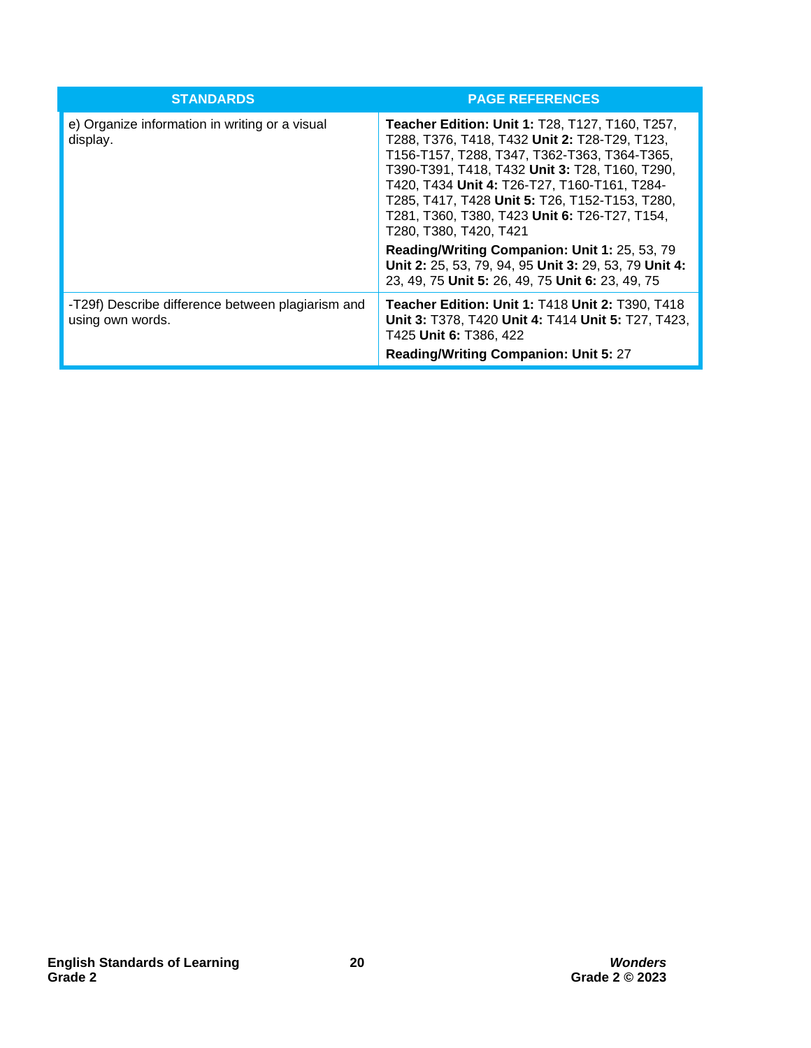| STANDARDS | PAGE REFERENCES |
|---|---|
| e) Organize information in writing or a visual display. | **Teacher Edition: Unit 1:** T28, T127, T160, T257, T288, T376, T418, T432 **Unit 2:** T28-T29, T123, T156-T157, T288, T347, T362-T363, T364-T365, T390-T391, T418, T432 **Unit 3:** T28, T160, T290, T420, T434 **Unit 4:** T26-T27, T160-T161, T284-T285, T417, T428 **Unit 5:** T26, T152-T153, T280, T281, T360, T380, T423 **Unit 6:** T26-T27, T154, T280, T380, T420, T421<br>**Reading/Writing Companion: Unit 1:** 25, 53, 79 **Unit 2:** 25, 53, 79, 94, 95 **Unit 3:** 29, 53, 79 **Unit 4:** 23, 49, 75 **Unit 5:** 26, 49, 75 **Unit 6:** 23, 49, 75 |
| -T29f) Describe difference between plagiarism and using own words. | **Teacher Edition: Unit 1:** T418 **Unit 2:** T390, T418 **Unit 3:** T378, T420 **Unit 4:** T414 **Unit 5:** T27, T423, T425 **Unit 6:** T386, 422<br>**Reading/Writing Companion: Unit 5:** 27 |